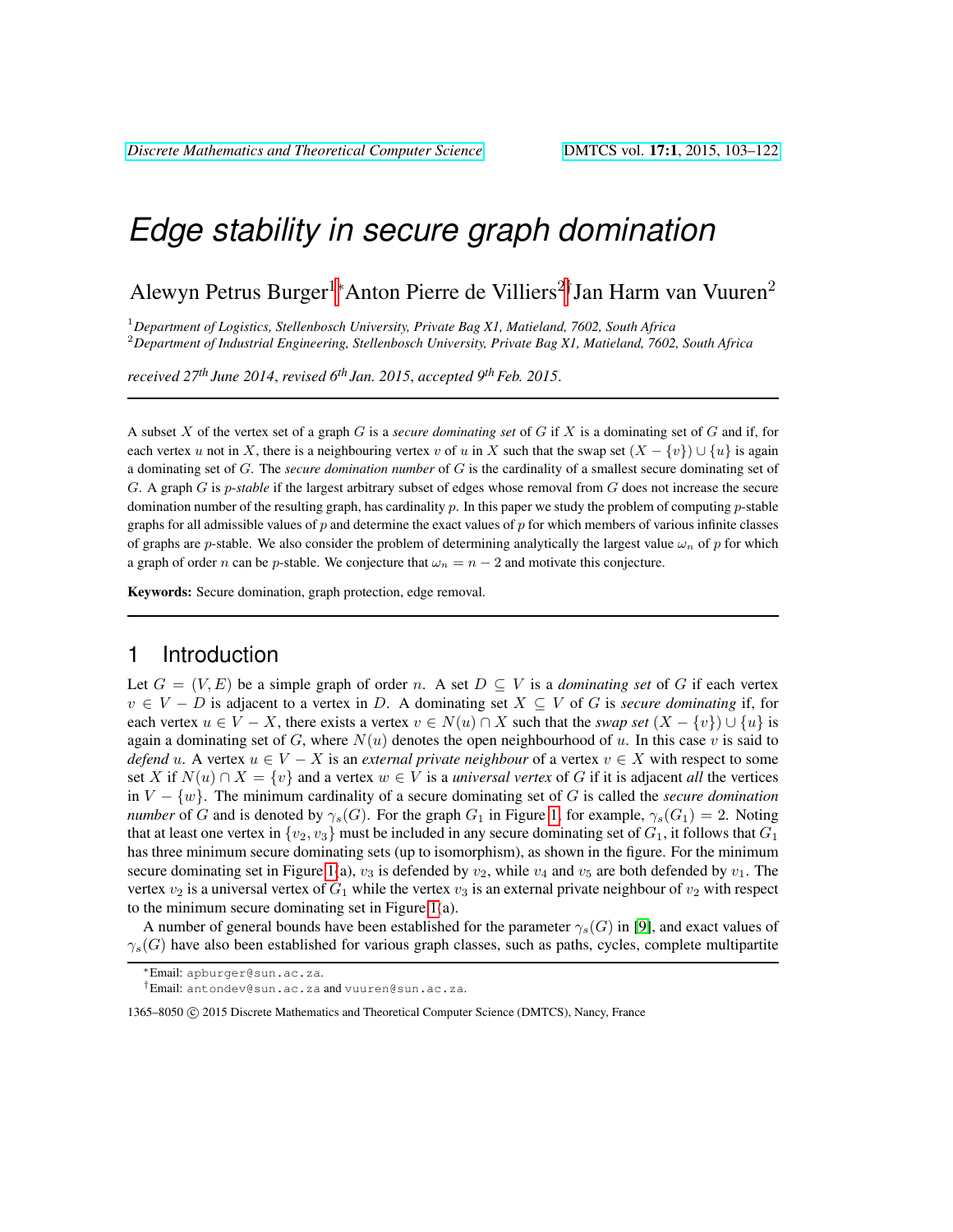# Edge stability in secure graph domination

Alewyn Petrus Burger[1]* Anton Pierre de Villiers[2]† Jan Harm van Vuuren[2]

[1]*Department of Logistics, Stellenbosch University, Private Bag X1, Matieland, 7602, South Africa*
[2]*Department of Industrial Engineering, Stellenbosch University, Private Bag X1, Matieland, 7602, South Africa*

*received 27th June 2014*, *revised 6th Jan. 2015*, *accepted 9th Feb. 2015*.

---

A subset $X$ of the vertex set of a graph $G$ is a *secure dominating set* of $G$ if $X$ is a dominating set of $G$ and if, for each vertex $u$ not in $X$, there is a neighbouring vertex $v$ of $u$ in $X$ such that the swap set $(X - \{v\}) \cup \{u\}$ is again a dominating set of $G$. The *secure domination number* of $G$ is the cardinality of a smallest secure dominating set of $G$. A graph $G$ is *p-stable* if the largest arbitrary subset of edges whose removal from $G$ does not increase the secure domination number of the resulting graph, has cardinality $p$. In this paper we study the problem of computing $p$-stable graphs for all admissible values of $p$ and determine the exact values of $p$ for which members of various infinite classes of graphs are $p$-stable. We also consider the problem of determining analytically the largest value $\omega_n$ of $p$ for which a graph of order $n$ can be $p$-stable. We conjecture that $\omega_n = n - 2$ and motivate this conjecture.

**Keywords:** Secure domination, graph protection, edge removal.

---

## 1 Introduction

Let $G = (V, E)$ be a simple graph of order $n$. A set $D \subseteq V$ is a *dominating set* of $G$ if each vertex $v \in V - D$ is adjacent to a vertex in $D$. A dominating set $X \subseteq V$ of $G$ is *secure dominating* if, for each vertex $u \in V - X$, there exists a vertex $v \in N(u) \cap X$ such that the *swap set* $(X - \{v\}) \cup \{u\}$ is again a dominating set of $G$, where $N(u)$ denotes the open neighbourhood of $u$. In this case $v$ is said to *defend* $u$. A vertex $u \in V - X$ is an *external private neighbour* of a vertex $v \in X$ with respect to some set $X$ if $N(u) \cap X = \{v\}$ and a vertex $w \in V$ is a *universal vertex* of $G$ if it is adjacent *all* the vertices in $V - \{w\}$. The minimum cardinality of a secure dominating set of $G$ is called the *secure domination number* of $G$ and is denoted by $\gamma_s(G)$. For the graph $G_1$ in Figure 1, for example, $\gamma_s(G_1) = 2$. Noting that at least one vertex in $\{v_2, v_3\}$ must be included in any secure dominating set of $G_1$, it follows that $G_1$ has three minimum secure dominating sets (up to isomorphism), as shown in the figure. For the minimum secure dominating set in Figure 1(a), $v_3$ is defended by $v_2$, while $v_4$ and $v_5$ are both defended by $v_1$. The vertex $v_2$ is a universal vertex of $G_1$ while the vertex $v_3$ is an external private neighbour of $v_2$ with respect to the minimum secure dominating set in Figure 1(a).

A number of general bounds have been established for the parameter $\gamma_s(G)$ in [9], and exact values of $\gamma_s(G)$ have also been established for various graph classes, such as paths, cycles, complete multipartite

---

*Email: apburger@sun.ac.za.

†Email: antondev@sun.ac.za and vuuren@sun.ac.za.

1365–8050 © 2015 Discrete Mathematics and Theoretical Computer Science (DMTCS), Nancy, France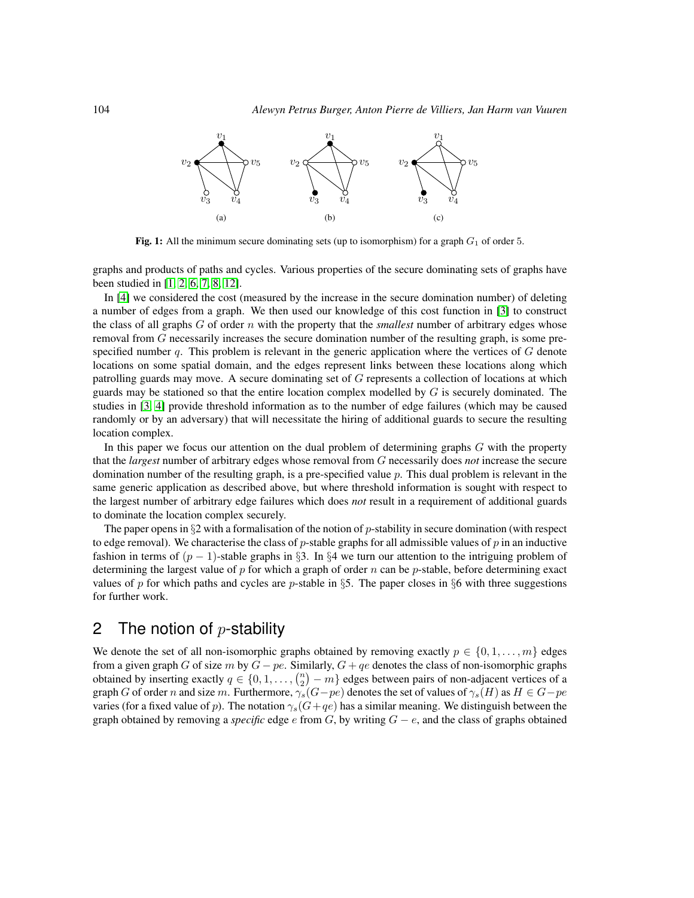Fig. 1: All the minimum secure dominating sets (up to isomorphism) for a graph $G_1$ of order 5.

graphs and products of paths and cycles. Various properties of the secure dominating sets of graphs have been studied in [1, 2, 6, 7, 8, 12].

In [4] we considered the cost (measured by the increase in the secure domination number) of deleting a number of edges from a graph. We then used our knowledge of this cost function in [3] to construct the class of all graphs $G$ of order $n$ with the property that the *smallest* number of arbitrary edges whose removal from $G$ necessarily increases the secure domination number of the resulting graph, is some pre-specified number $q$. This problem is relevant in the generic application where the vertices of $G$ denote locations on some spatial domain, and the edges represent links between these locations along which patrolling guards may move. A secure dominating set of $G$ represents a collection of locations at which guards may be stationed so that the entire location complex modelled by $G$ is securely dominated. The studies in [3, 4] provide threshold information as to the number of edge failures (which may be caused randomly or by an adversary) that will necessitate the hiring of additional guards to secure the resulting location complex.

In this paper we focus our attention on the dual problem of determining graphs $G$ with the property that the *largest* number of arbitrary edges whose removal from $G$ necessarily does *not* increase the secure domination number of the resulting graph, is a pre-specified value $p$. This dual problem is relevant in the same generic application as described above, but where threshold information is sought with respect to the largest number of arbitrary edge failures which does *not* result in a requirement of additional guards to dominate the location complex securely.

The paper opens in §2 with a formalisation of the notion of $p$-stability in secure domination (with respect to edge removal). We characterise the class of $p$-stable graphs for all admissible values of $p$ in an inductive fashion in terms of $(p-1)$-stable graphs in §3. In §4 we turn our attention to the intriguing problem of determining the largest value of $p$ for which a graph of order $n$ can be $p$-stable, before determining exact values of $p$ for which paths and cycles are $p$-stable in §5. The paper closes in §6 with three suggestions for further work.

## 2 The notion of $p$-stability

We denote the set of all non-isomorphic graphs obtained by removing exactly $p \in \{0, 1, \ldots, m\}$ edges from a given graph $G$ of size $m$ by $G - pe$. Similarly, $G + qe$ denotes the class of non-isomorphic graphs obtained by inserting exactly $q \in \{0, 1, \ldots, \binom{n}{2} - m\}$ edges between pairs of non-adjacent vertices of a graph $G$ of order $n$ and size $m$. Furthermore, $\gamma_s(G - pe)$ denotes the set of values of $\gamma_s(H)$ as $H \in G - pe$ varies (for a fixed value of $p$). The notation $\gamma_s(G + qe)$ has a similar meaning. We distinguish between the graph obtained by removing a *specific* edge $e$ from $G$, by writing $G - e$, and the class of graphs obtained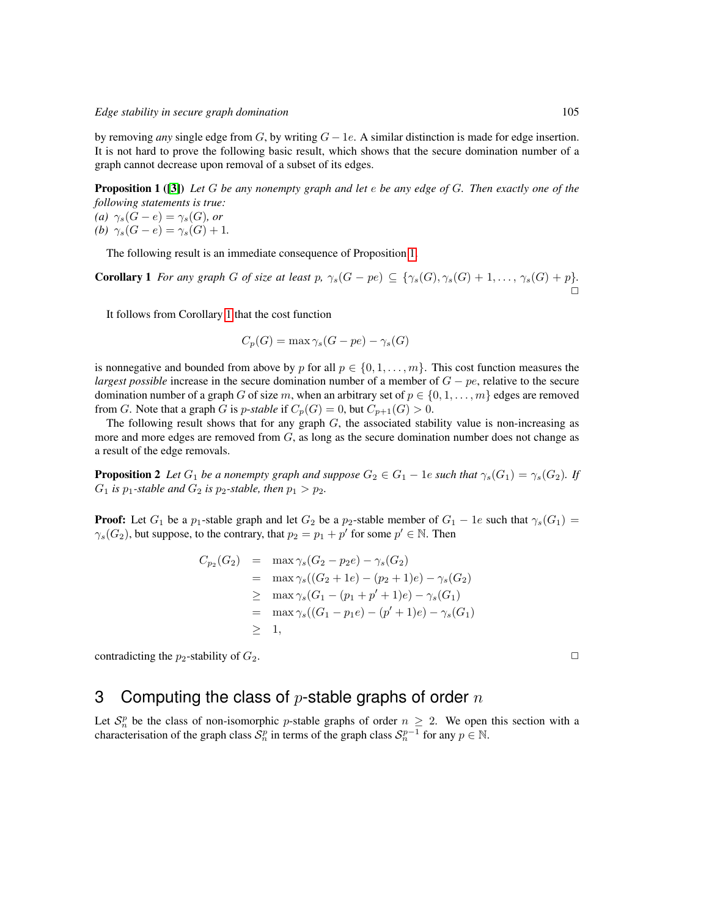by removing *any* single edge from $G$, by writing $G - 1e$. A similar distinction is made for edge insertion. It is not hard to prove the following basic result, which shows that the secure domination number of a graph cannot decrease upon removal of a subset of its edges.

**Proposition 1** ([3]) *Let $G$ be any nonempty graph and let $e$ be any edge of $G$. Then exactly one of the following statements is true:*
*(a) $\gamma_s(G - e) = \gamma_s(G)$, or*
*(b) $\gamma_s(G - e) = \gamma_s(G) + 1$.*

The following result is an immediate consequence of Proposition 1.

**Corollary 1** *For any graph $G$ of size at least $p$, $\gamma_s(G - pe) \subseteq \{\gamma_s(G), \gamma_s(G) + 1, \ldots, \gamma_s(G) + p\}$.* □

It follows from Corollary 1 that the cost function

$$C_p(G) = \max \gamma_s(G - pe) - \gamma_s(G)$$

is nonnegative and bounded from above by $p$ for all $p \in \{0, 1, \ldots, m\}$. This cost function measures the *largest possible* increase in the secure domination number of a member of $G - pe$, relative to the secure domination number of a graph $G$ of size $m$, when an arbitrary set of $p \in \{0, 1, \ldots, m\}$ edges are removed from $G$. Note that a graph $G$ is *p-stable* if $C_p(G) = 0$, but $C_{p+1}(G) > 0$.

The following result shows that for any graph $G$, the associated stability value is non-increasing as more and more edges are removed from $G$, as long as the secure domination number does not change as a result of the edge removals.

**Proposition 2** *Let $G_1$ be a nonempty graph and suppose $G_2 \in G_1 - 1e$ such that $\gamma_s(G_1) = \gamma_s(G_2)$. If $G_1$ is $p_1$-stable and $G_2$ is $p_2$-stable, then $p_1 > p_2$.*

**Proof:** Let $G_1$ be a $p_1$-stable graph and let $G_2$ be a $p_2$-stable member of $G_1 - 1e$ such that $\gamma_s(G_1) = \gamma_s(G_2)$, but suppose, to the contrary, that $p_2 = p_1 + p'$ for some $p' \in \mathbb{N}$. Then

$$\begin{aligned}
C_{p_2}(G_2) &= \max \gamma_s(G_2 - p_2 e) - \gamma_s(G_2) \\
&= \max \gamma_s((G_2 + 1e) - (p_2 + 1)e) - \gamma_s(G_2) \\
&\geq \max \gamma_s(G_1 - (p_1 + p' + 1)e) - \gamma_s(G_1) \\
&= \max \gamma_s((G_1 - p_1 e) - (p' + 1)e) - \gamma_s(G_1) \\
&\geq 1,
\end{aligned}$$

contradicting the $p_2$-stability of $G_2$. □

## 3 Computing the class of $p$-stable graphs of order $n$

Let $\mathcal{S}_n^p$ be the class of non-isomorphic $p$-stable graphs of order $n \geq 2$. We open this section with a characterisation of the graph class $\mathcal{S}_n^p$ in terms of the graph class $\mathcal{S}_n^{p-1}$ for any $p \in \mathbb{N}$.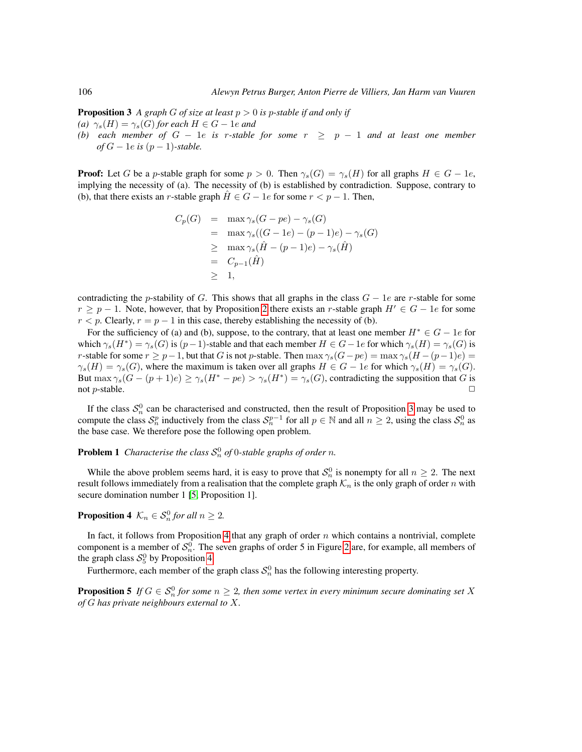**Proposition 3** *A graph $G$ of size at least $p > 0$ is $p$-stable if and only if*
*(a) $\gamma_s(H) = \gamma_s(G)$ for each $H \in G - 1e$ and*
*(b) each member of $G - 1e$ is $r$-stable for some $r \geq p - 1$ and at least one member of $G - 1e$ is $(p-1)$-stable.*

**Proof:** Let $G$ be a $p$-stable graph for some $p > 0$. Then $\gamma_s(G) = \gamma_s(H)$ for all graphs $H \in G - 1e$, implying the necessity of (a). The necessity of (b) is established by contradiction. Suppose, contrary to (b), that there exists an $r$-stable graph $\hat{H} \in G - 1e$ for some $r < p - 1$. Then,

$$\begin{aligned}
C_p(G) &= \max \gamma_s(G - pe) - \gamma_s(G) \\
&= \max \gamma_s((G - 1e) - (p-1)e) - \gamma_s(G) \\
&\geq \max \gamma_s(\hat{H} - (p-1)e) - \gamma_s(\hat{H}) \\
&= C_{p-1}(\hat{H}) \\
&\geq 1,
\end{aligned}$$

contradicting the $p$-stability of $G$. This shows that all graphs in the class $G - 1e$ are $r$-stable for some $r \geq p - 1$. Note, however, that by Proposition 2 there exists an $r$-stable graph $H' \in G - 1e$ for some $r < p$. Clearly, $r = p - 1$ in this case, thereby establishing the necessity of (b).

For the sufficiency of (a) and (b), suppose, to the contrary, that at least one member $H^* \in G - 1e$ for which $\gamma_s(H^*) = \gamma_s(G)$ is $(p-1)$-stable and that each member $H \in G - 1e$ for which $\gamma_s(H) = \gamma_s(G)$ is $r$-stable for some $r \geq p-1$, but that $G$ is not $p$-stable. Then $\max \gamma_s(G - pe) = \max \gamma_s(H - (p-1)e) = \gamma_s(H) = \gamma_s(G)$, where the maximum is taken over all graphs $H \in G - 1e$ for which $\gamma_s(H) = \gamma_s(G)$. But $\max \gamma_s(G - (p+1)e) \geq \gamma_s(H^* - pe) > \gamma_s(H^*) = \gamma_s(G)$, contradicting the supposition that $G$ is not $p$-stable. □

If the class $\mathcal{S}_n^0$ can be characterised and constructed, then the result of Proposition 3 may be used to compute the class $\mathcal{S}_n^p$ inductively from the class $\mathcal{S}_n^{p-1}$ for all $p \in \mathbb{N}$ and all $n \geq 2$, using the class $\mathcal{S}_n^0$ as the base case. We therefore pose the following open problem.

**Problem 1** *Characterise the class $\mathcal{S}_n^0$ of 0-stable graphs of order $n$.*

While the above problem seems hard, it is easy to prove that $\mathcal{S}_n^0$ is nonempty for all $n \geq 2$. The next result follows immediately from a realisation that the complete graph $\mathcal{K}_n$ is the only graph of order $n$ with secure domination number 1 [5, Proposition 1].

**Proposition 4** *$\mathcal{K}_n \in \mathcal{S}_n^0$ for all $n \geq 2$.*

In fact, it follows from Proposition 4 that any graph of order $n$ which contains a nontrivial, complete component is a member of $\mathcal{S}_n^0$. The seven graphs of order 5 in Figure 2 are, for example, all members of the graph class $\mathcal{S}_5^0$ by Proposition 4.

Furthermore, each member of the graph class $\mathcal{S}_n^0$ has the following interesting property.

**Proposition 5** *If $G \in \mathcal{S}_n^0$ for some $n \geq 2$, then some vertex in every minimum secure dominating set $X$ of $G$ has private neighbours external to $X$.*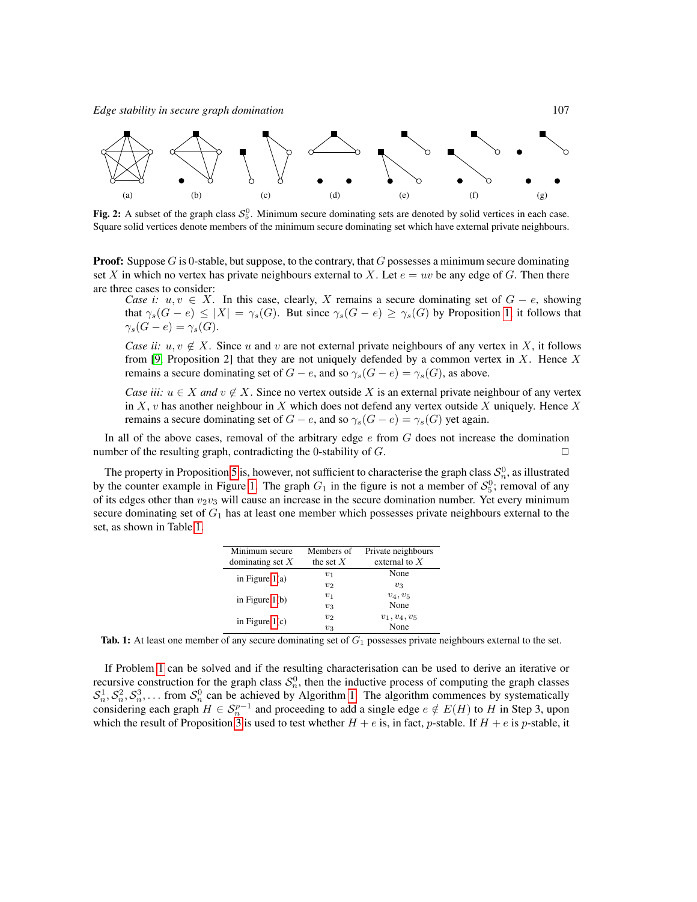(a) (b) (c) (d) (e) (f) (g)

**Fig. 2:** A subset of the graph class $\mathcal{S}_5^0$. Minimum secure dominating sets are denoted by solid vertices in each case. Square solid vertices denote members of the minimum secure dominating set which have external private neighbours.

**Proof:** Suppose $G$ is 0-stable, but suppose, to the contrary, that $G$ possesses a minimum secure dominating set $X$ in which no vertex has private neighbours external to $X$. Let $e = uv$ be any edge of $G$. Then there are three cases to consider:

*Case i:* $u, v \in X$. In this case, clearly, $X$ remains a secure dominating set of $G - e$, showing that $\gamma_s(G - e) \leq |X| = \gamma_s(G)$. But since $\gamma_s(G - e) \geq \gamma_s(G)$ by Proposition 1, it follows that $\gamma_s(G - e) = \gamma_s(G)$.

*Case ii:* $u, v \notin X$. Since $u$ and $v$ are not external private neighbours of any vertex in $X$, it follows from [9, Proposition 2] that they are not uniquely defended by a common vertex in $X$. Hence $X$ remains a secure dominating set of $G - e$, and so $\gamma_s(G - e) = \gamma_s(G)$, as above.

*Case iii:* $u \in X$ *and* $v \notin X$. Since no vertex outside $X$ is an external private neighbour of any vertex in $X$, $v$ has another neighbour in $X$ which does not defend any vertex outside $X$ uniquely. Hence $X$ remains a secure dominating set of $G - e$, and so $\gamma_s(G - e) = \gamma_s(G)$ yet again.

In all of the above cases, removal of the arbitrary edge $e$ from $G$ does not increase the domination number of the resulting graph, contradicting the 0-stability of $G$. □

The property in Proposition 5 is, however, not sufficient to characterise the graph class $\mathcal{S}_n^0$, as illustrated by the counter example in Figure 1. The graph $G_1$ in the figure is not a member of $\mathcal{S}_5^0$; removal of any of its edges other than $v_2v_3$ will cause an increase in the secure domination number. Yet every minimum secure dominating set of $G_1$ has at least one member which possesses private neighbours external to the set, as shown in Table 1.

| Minimum secure dominating set $X$ | Members of the set $X$ | Private neighbours external to $X$ |
|---|---|---|
| in Figure 1(a) | $v_1$ | None |
| | $v_2$ | $v_3$ |
| in Figure 1(b) | $v_1$ | $v_4, v_5$ |
| | $v_3$ | None |
| in Figure 1(c) | $v_2$ | $v_1, v_4, v_5$ |
| | $v_3$ | None |

**Tab. 1:** At least one member of any secure dominating set of $G_1$ possesses private neighbours external to the set.

If Problem 1 can be solved and if the resulting characterisation can be used to derive an iterative or recursive construction for the graph class $\mathcal{S}_n^0$, then the inductive process of computing the graph classes $\mathcal{S}_n^1, \mathcal{S}_n^2, \mathcal{S}_n^3, \ldots$ from $\mathcal{S}_n^0$ can be achieved by Algorithm 1. The algorithm commences by systematically considering each graph $H \in \mathcal{S}_n^{p-1}$ and proceeding to add a single edge $e \notin E(H)$ to $H$ in Step 3, upon which the result of Proposition 3 is used to test whether $H + e$ is, in fact, $p$-stable. If $H + e$ is $p$-stable, it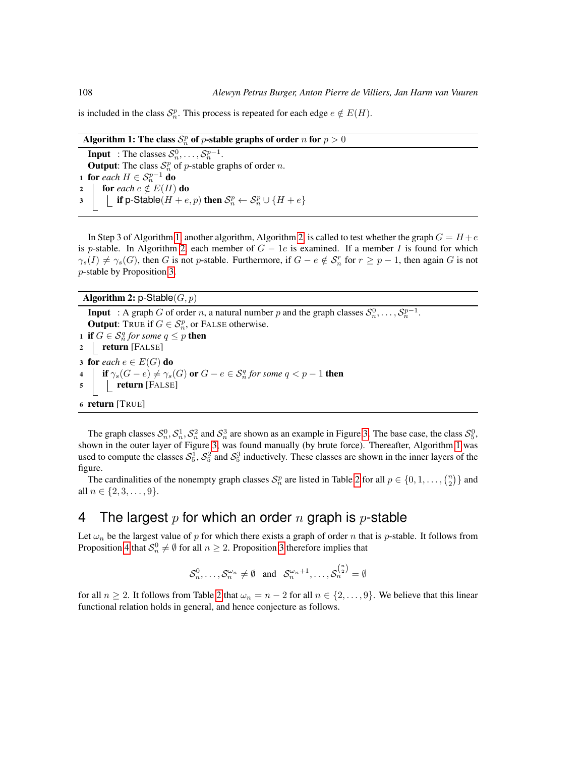is included in the class $\mathcal{S}_n^p$. This process is repeated for each edge $e \notin E(H)$.

---

**Algorithm 1: The class $\mathcal{S}_n^p$ of $p$-stable graphs of order $n$ for $p > 0$**

---

```
   Input  : The classes S_n^0, ..., S_n^{p-1}.
   Output: The class S_n^p of p-stable graphs of order n.
1  for each H ∈ S_n^{p-1} do
2  |  for each e ∉ E(H) do
3  |  |_ if p-Stable(H + e, p) then S_n^p ← S_n^p ∪ {H + e}
```

---

In Step 3 of Algorithm 1, another algorithm, Algorithm 2, is called to test whether the graph $G = H + e$ is $p$-stable. In Algorithm 2, each member of $G - 1e$ is examined. If a member $I$ is found for which $\gamma_s(I) \neq \gamma_s(G)$, then $G$ is not $p$-stable. Furthermore, if $G - e \notin \mathcal{S}_n^r$ for $r \geq p - 1$, then again $G$ is not $p$-stable by Proposition 3.

---

**Algorithm 2:** p-Stable$(G, p)$

---

```
   Input  : A graph G of order n, a natural number p and the graph classes S_n^0, ..., S_n^{p-1}.
   Output: TRUE if G ∈ S_n^p, or FALSE otherwise.
1  if G ∈ S_n^q for some q ≤ p then
2  |_ return [FALSE]
3  for each e ∈ E(G) do
4  |  if γ_s(G − e) ≠ γ_s(G) or G − e ∈ S_n^q for some q < p − 1 then
5  |  |_ return [FALSE]
6  return [TRUE]
```

---

The graph classes $\mathcal{S}_n^0, \mathcal{S}_n^1, \mathcal{S}_n^2$ and $\mathcal{S}_n^3$ are shown as an example in Figure 3. The base case, the class $\mathcal{S}_5^0$, shown in the outer layer of Figure 3, was found manually (by brute force). Thereafter, Algorithm 1 was used to compute the classes $\mathcal{S}_5^1$, $\mathcal{S}_5^2$ and $\mathcal{S}_5^3$ inductively. These classes are shown in the inner layers of the figure.

The cardinalities of the nonempty graph classes $\mathcal{S}_n^p$ are listed in Table 2 for all $p \in \{0, 1, \ldots, \binom{n}{2}\}$ and all $n \in \{2, 3, \ldots, 9\}$.

## 4 The largest $p$ for which an order $n$ graph is $p$-stable

Let $\omega_n$ be the largest value of $p$ for which there exists a graph of order $n$ that is $p$-stable. It follows from Proposition 4 that $\mathcal{S}_n^0 \neq \emptyset$ for all $n \geq 2$. Proposition 3 therefore implies that

$$\mathcal{S}_n^0, \ldots, \mathcal{S}_n^{\omega_n} \neq \emptyset \quad \text{and} \quad \mathcal{S}_n^{\omega_n+1}, \ldots, \mathcal{S}_n^{\binom{n}{2}} = \emptyset$$

for all $n \geq 2$. It follows from Table 2 that $\omega_n = n - 2$ for all $n \in \{2, \ldots, 9\}$. We believe that this linear functional relation holds in general, and hence conjecture as follows.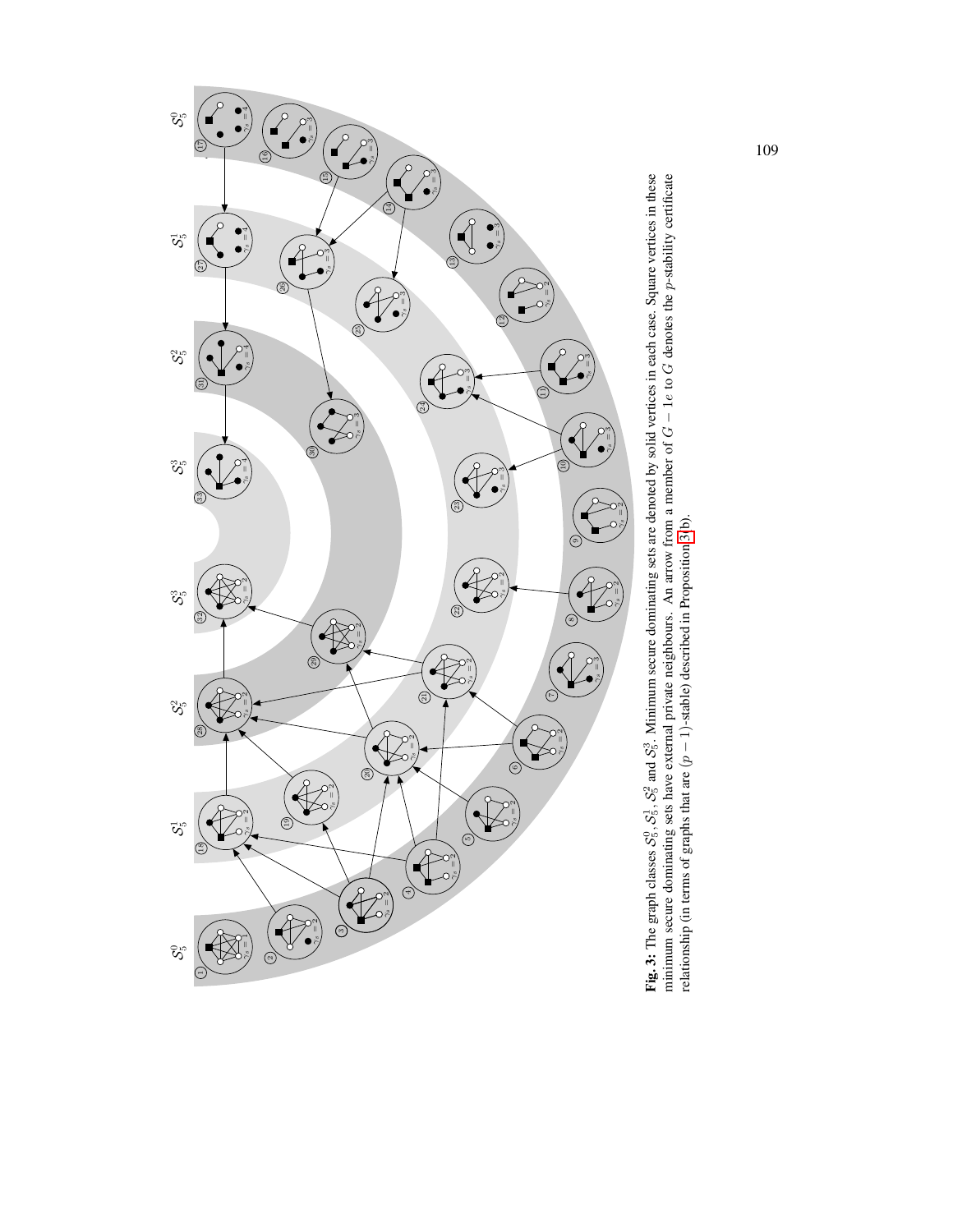**Fig. 3:** The graph classes $\mathcal{S}_5^0$, $\mathcal{S}_5^1$, $\mathcal{S}_5^2$ and $\mathcal{S}_5^3$. Minimum secure dominating sets are denoted by solid vertices in each case. Square vertices in these minimum secure dominating sets have external private neighbours. An arrow from a member of $G - 1e$ to $G$ denotes the $p$-stability certificate relationship (in terms of graphs that are $(p-1)$-stable) described in Proposition 3(b).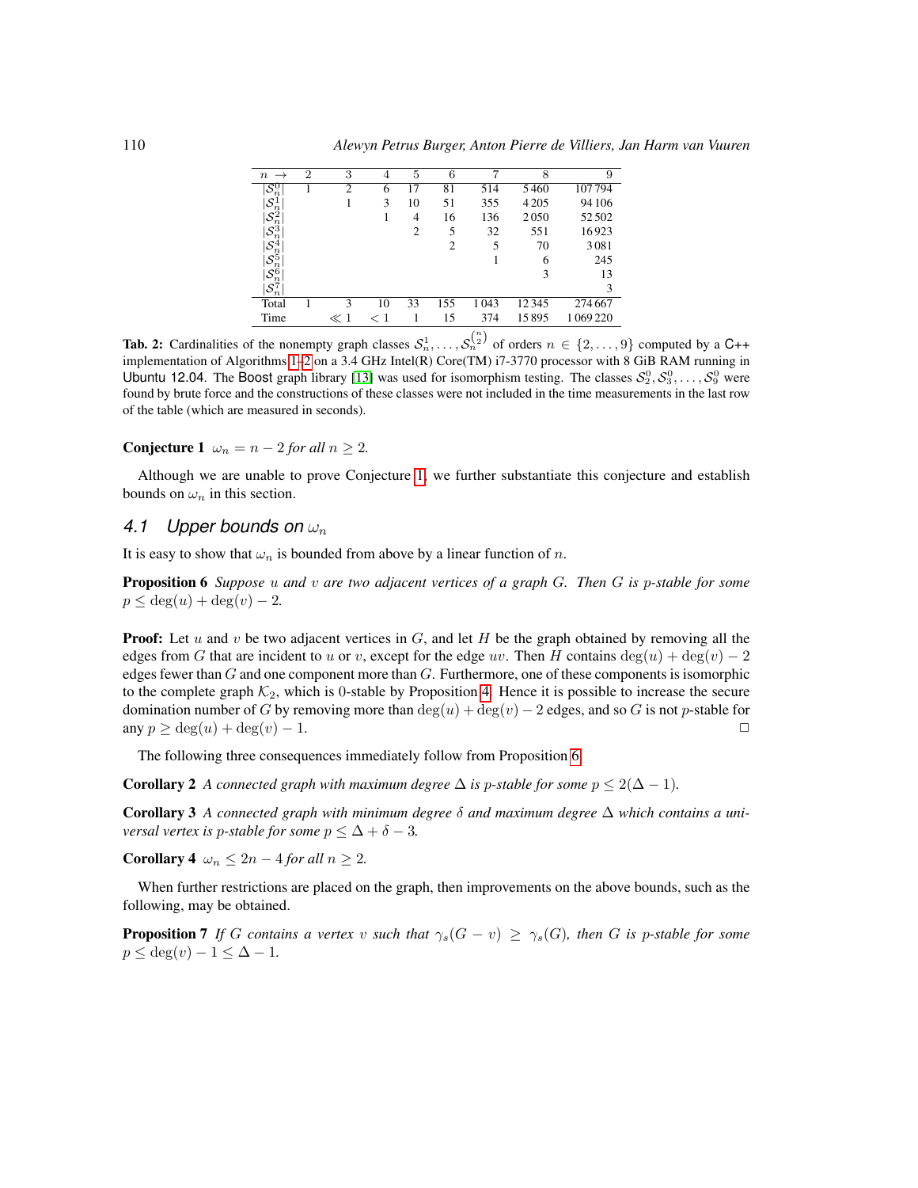| $n \rightarrow$ | 2 | 3 | 4 | 5 | 6 | 7 | 8 | 9 |
|---|---|---|---|---|---|---|---|---|
| $\|\mathcal{S}_n^0\|$ | 1 | 2 | 6 | 17 | 81 | 514 | 5 460 | 107 794 |
| $\|\mathcal{S}_n^1\|$ | | 1 | 3 | 10 | 51 | 355 | 4 205 | 94 106 |
| $\|\mathcal{S}_n^2\|$ | | | 1 | 4 | 16 | 136 | 2 050 | 52 502 |
| $\|\mathcal{S}_n^3\|$ | | | | 2 | 5 | 32 | 551 | 16 923 |
| $\|\mathcal{S}_n^4\|$ | | | | | 2 | 5 | 70 | 3 081 |
| $\|\mathcal{S}_n^5\|$ | | | | | | 1 | 6 | 245 |
| $\|\mathcal{S}_n^6\|$ | | | | | | | 3 | 13 |
| $\|\mathcal{S}_n^7\|$ | | | | | | | | 3 |
| Total | 1 | 3 | 10 | 33 | 155 | 1 043 | 12 345 | 274 667 |
| Time | | $\ll 1$ | $< 1$ | 1 | 15 | 374 | 15 895 | 1 069 220 |

**Tab. 2:** Cardinalities of the nonempty graph classes $\mathcal{S}_n^1, \ldots, \mathcal{S}_n^{\binom{n}{2}}$ of orders $n \in \{2, \ldots, 9\}$ computed by a C++ implementation of Algorithms 1–2 on a 3.4 GHz Intel(R) Core(TM) i7-3770 processor with 8 GiB RAM running in Ubuntu 12.04. The Boost graph library [13] was used for isomorphism testing. The classes $\mathcal{S}_2^0, \mathcal{S}_3^0, \ldots, \mathcal{S}_9^0$ were found by brute force and the constructions of these classes were not included in the time measurements in the last row of the table (which are measured in seconds).

**Conjecture 1** *$\omega_n = n - 2$ for all $n \geq 2$.*

Although we are unable to prove Conjecture 1, we further substantiate this conjecture and establish bounds on $\omega_n$ in this section.

## 4.1 Upper bounds on $\omega_n$

It is easy to show that $\omega_n$ is bounded from above by a linear function of $n$.

**Proposition 6** *Suppose $u$ and $v$ are two adjacent vertices of a graph $G$. Then $G$ is $p$-stable for some $p \leq \deg(u) + \deg(v) - 2$.*

**Proof:** Let $u$ and $v$ be two adjacent vertices in $G$, and let $H$ be the graph obtained by removing all the edges from $G$ that are incident to $u$ or $v$, except for the edge $uv$. Then $H$ contains $\deg(u) + \deg(v) - 2$ edges fewer than $G$ and one component more than $G$. Furthermore, one of these components is isomorphic to the complete graph $\mathcal{K}_2$, which is 0-stable by Proposition 4. Hence it is possible to increase the secure domination number of $G$ by removing more than $\deg(u) + \deg(v) - 2$ edges, and so $G$ is not $p$-stable for any $p \geq \deg(u) + \deg(v) - 1$. $\square$

The following three consequences immediately follow from Proposition 6.

**Corollary 2** *A connected graph with maximum degree $\Delta$ is $p$-stable for some $p \leq 2(\Delta - 1)$.*

**Corollary 3** *A connected graph with minimum degree $\delta$ and maximum degree $\Delta$ which contains a universal vertex is $p$-stable for some $p \leq \Delta + \delta - 3$.*

**Corollary 4** *$\omega_n \leq 2n - 4$ for all $n \geq 2$.*

When further restrictions are placed on the graph, then improvements on the above bounds, such as the following, may be obtained.

**Proposition 7** *If $G$ contains a vertex $v$ such that $\gamma_s(G - v) \geq \gamma_s(G)$, then $G$ is $p$-stable for some $p \leq \deg(v) - 1 \leq \Delta - 1$.*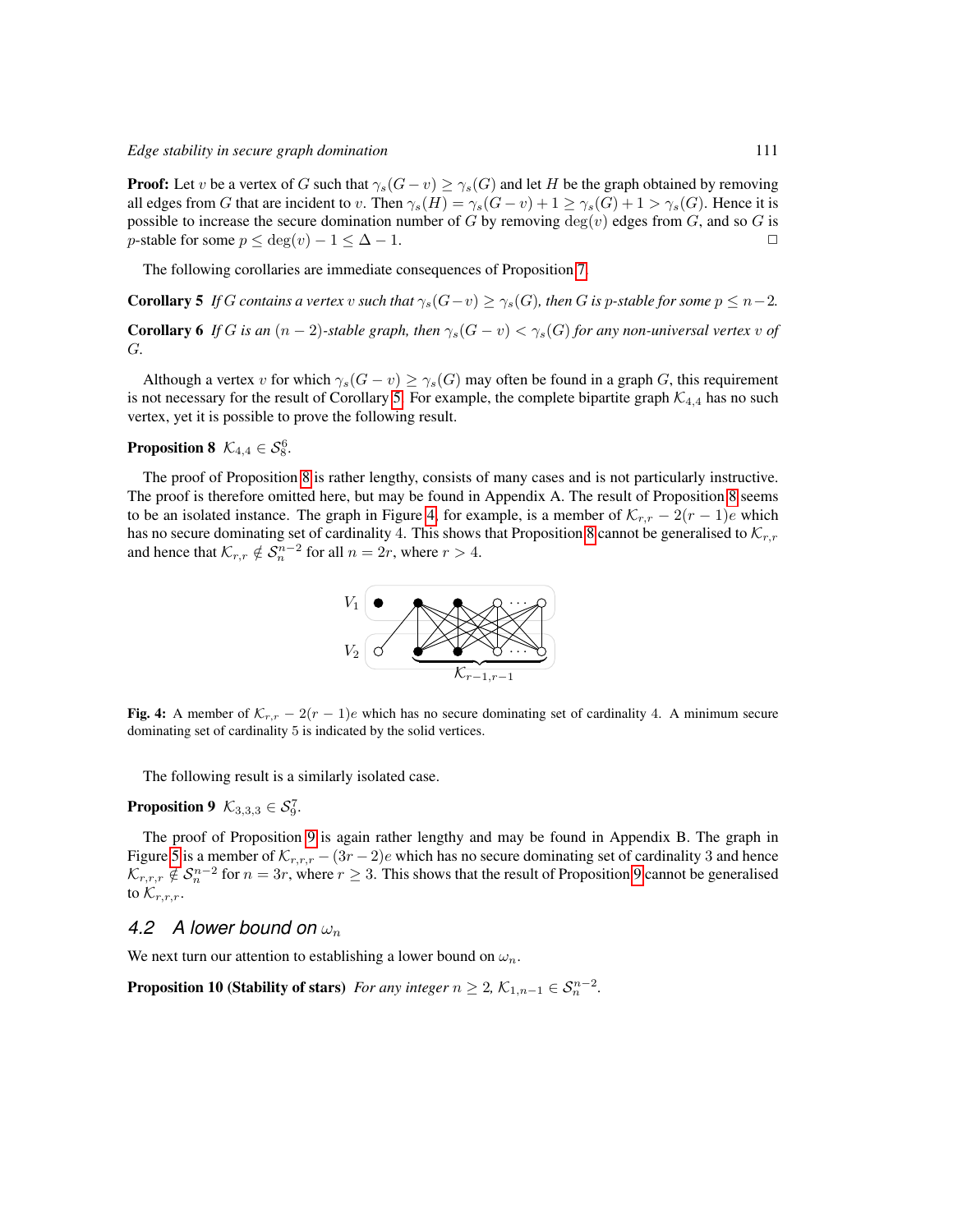**Proof:** Let $v$ be a vertex of $G$ such that $\gamma_s(G-v) \geq \gamma_s(G)$ and let $H$ be the graph obtained by removing all edges from $G$ that are incident to $v$. Then $\gamma_s(H) = \gamma_s(G-v)+1 \geq \gamma_s(G)+1 > \gamma_s(G)$. Hence it is possible to increase the secure domination number of $G$ by removing $\deg(v)$ edges from $G$, and so $G$ is $p$-stable for some $p \leq \deg(v)-1 \leq \Delta - 1$. □

The following corollaries are immediate consequences of Proposition 7.

**Corollary 5** *If $G$ contains a vertex $v$ such that $\gamma_s(G-v) \geq \gamma_s(G)$, then $G$ is $p$-stable for some $p \leq n-2$.*

**Corollary 6** *If $G$ is an $(n-2)$-stable graph, then $\gamma_s(G-v) < \gamma_s(G)$ for any non-universal vertex $v$ of $G$.*

Although a vertex $v$ for which $\gamma_s(G-v) \geq \gamma_s(G)$ may often be found in a graph $G$, this requirement is not necessary for the result of Corollary 5. For example, the complete bipartite graph $\mathcal{K}_{4,4}$ has no such vertex, yet it is possible to prove the following result.

**Proposition 8** $\mathcal{K}_{4,4} \in \mathcal{S}_8^6$.

The proof of Proposition 8 is rather lengthy, consists of many cases and is not particularly instructive. The proof is therefore omitted here, but may be found in Appendix A. The result of Proposition 8 seems to be an isolated instance. The graph in Figure 4, for example, is a member of $\mathcal{K}_{r,r} - 2(r-1)e$ which has no secure dominating set of cardinality 4. This shows that Proposition 8 cannot be generalised to $\mathcal{K}_{r,r}$ and hence that $\mathcal{K}_{r,r} \notin \mathcal{S}_n^{n-2}$ for all $n = 2r$, where $r > 4$.

**Fig. 4:** A member of $\mathcal{K}_{r,r} - 2(r-1)e$ which has no secure dominating set of cardinality 4. A minimum secure dominating set of cardinality 5 is indicated by the solid vertices.

The following result is a similarly isolated case.

**Proposition 9** $\mathcal{K}_{3,3,3} \in \mathcal{S}_9^7$.

The proof of Proposition 9 is again rather lengthy and may be found in Appendix B. The graph in Figure 5 is a member of $\mathcal{K}_{r,r,r} - (3r-2)e$ which has no secure dominating set of cardinality 3 and hence $\mathcal{K}_{r,r,r} \notin \mathcal{S}_n^{n-2}$ for $n = 3r$, where $r \geq 3$. This shows that the result of Proposition 9 cannot be generalised to $\mathcal{K}_{r,r,r}$.

### 4.2 A lower bound on $\omega_n$

We next turn our attention to establishing a lower bound on $\omega_n$.

**Proposition 10 (Stability of stars)** *For any integer $n \geq 2$, $\mathcal{K}_{1,n-1} \in \mathcal{S}_n^{n-2}$.*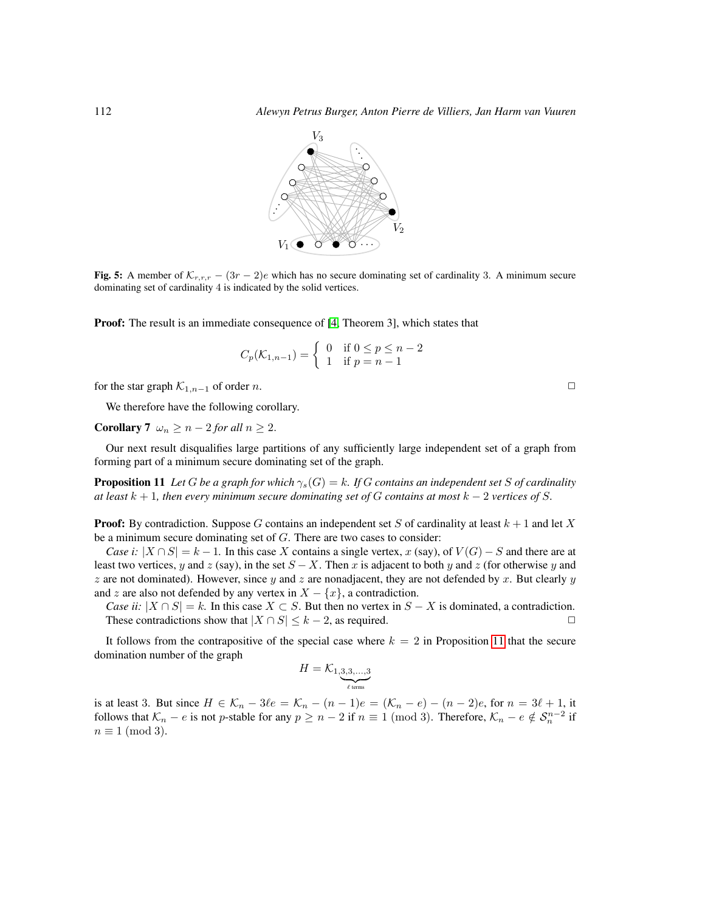**Fig. 5:** A member of $\mathcal{K}_{r,r,r} - (3r-2)e$ which has no secure dominating set of cardinality 3. A minimum secure dominating set of cardinality 4 is indicated by the solid vertices.

**Proof:** The result is an immediate consequence of [4, Theorem 3], which states that

$$C_p(\mathcal{K}_{1,n-1}) = \begin{cases} 0 & \text{if } 0 \leq p \leq n-2 \\ 1 & \text{if } p = n-1 \end{cases}$$

for the star graph $\mathcal{K}_{1,n-1}$ of order $n$. $\square$

We therefore have the following corollary.

**Corollary 7** *$\omega_n \geq n-2$ for all $n \geq 2$.*

Our next result disqualifies large partitions of any sufficiently large independent set of a graph from forming part of a minimum secure dominating set of the graph.

**Proposition 11** *Let $G$ be a graph for which $\gamma_s(G) = k$. If $G$ contains an independent set $S$ of cardinality at least $k+1$, then every minimum secure dominating set of $G$ contains at most $k-2$ vertices of $S$.*

**Proof:** By contradiction. Suppose $G$ contains an independent set $S$ of cardinality at least $k+1$ and let $X$ be a minimum secure dominating set of $G$. There are two cases to consider:

*Case i:* $|X \cap S| = k-1$. In this case $X$ contains a single vertex, $x$ (say), of $V(G) - S$ and there are at least two vertices, $y$ and $z$ (say), in the set $S - X$. Then $x$ is adjacent to both $y$ and $z$ (for otherwise $y$ and $z$ are not dominated). However, since $y$ and $z$ are nonadjacent, they are not defended by $x$. But clearly $y$ and $z$ are also not defended by any vertex in $X - \{x\}$, a contradiction.

*Case ii:* $|X \cap S| = k$. In this case $X \subset S$. But then no vertex in $S - X$ is dominated, a contradiction.

These contradictions show that $|X \cap S| \leq k-2$, as required. $\square$

It follows from the contrapositive of the special case where $k = 2$ in Proposition 11 that the secure domination number of the graph

$$H = \mathcal{K}_{1,\underbrace{3,3,\ldots,3}_{\ell \text{ terms}}}$$

is at least 3. But since $H \in \mathcal{K}_n - 3\ell e = \mathcal{K}_n - (n-1)e = (\mathcal{K}_n - e) - (n-2)e$, for $n = 3\ell + 1$, it follows that $\mathcal{K}_n - e$ is not $p$-stable for any $p \geq n-2$ if $n \equiv 1 \pmod 3$. Therefore, $\mathcal{K}_n - e \notin \mathcal{S}_n^{n-2}$ if $n \equiv 1 \pmod 3$.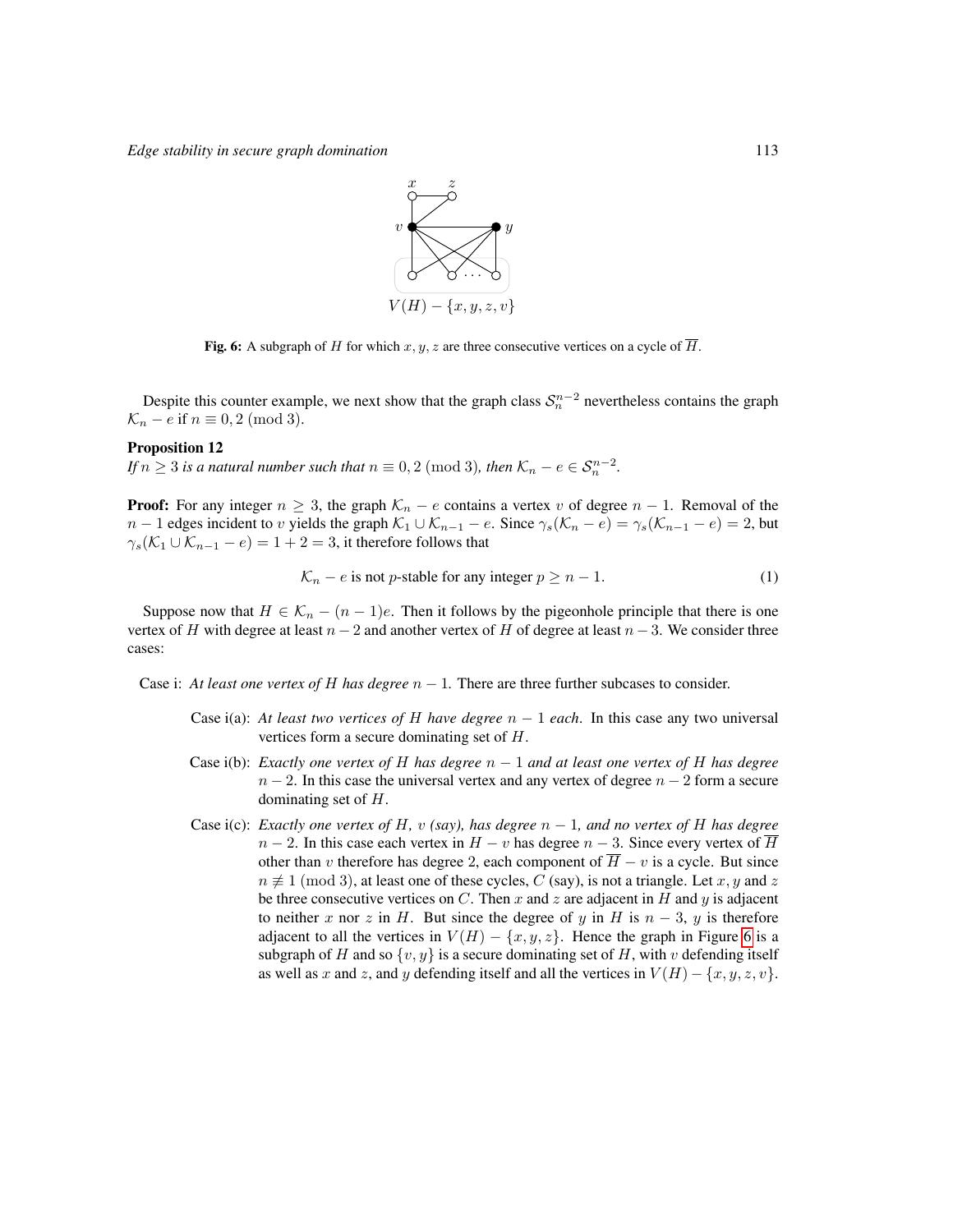Fig. 6: A subgraph of $H$ for which $x, y, z$ are three consecutive vertices on a cycle of $\overline{H}$.

Despite this counter example, we next show that the graph class $\mathcal{S}_n^{n-2}$ nevertheless contains the graph $\mathcal{K}_n - e$ if $n \equiv 0, 2 \pmod 3$.

**Proposition 12**
*If $n \geq 3$ is a natural number such that $n \equiv 0, 2 \pmod 3$, then $\mathcal{K}_n - e \in \mathcal{S}_n^{n-2}$.*

**Proof:** For any integer $n \geq 3$, the graph $\mathcal{K}_n - e$ contains a vertex $v$ of degree $n-1$. Removal of the $n-1$ edges incident to $v$ yields the graph $\mathcal{K}_1 \cup \mathcal{K}_{n-1} - e$. Since $\gamma_s(\mathcal{K}_n - e) = \gamma_s(\mathcal{K}_{n-1} - e) = 2$, but $\gamma_s(\mathcal{K}_1 \cup \mathcal{K}_{n-1} - e) = 1 + 2 = 3$, it therefore follows that

$$\mathcal{K}_n - e \text{ is not } p\text{-stable for any integer } p \geq n-1. \tag{1}$$

Suppose now that $H \in \mathcal{K}_n - (n-1)e$. Then it follows by the pigeonhole principle that there is one vertex of $H$ with degree at least $n-2$ and another vertex of $H$ of degree at least $n-3$. We consider three cases:

Case i: *At least one vertex of $H$ has degree $n-1$.* There are three further subcases to consider.

- Case i(a): *At least two vertices of $H$ have degree $n-1$ each.* In this case any two universal vertices form a secure dominating set of $H$.
- Case i(b): *Exactly one vertex of $H$ has degree $n-1$ and at least one vertex of $H$ has degree $n-2$.* In this case the universal vertex and any vertex of degree $n-2$ form a secure dominating set of $H$.
- Case i(c): *Exactly one vertex of $H$, $v$ (say), has degree $n-1$, and no vertex of $H$ has degree $n-2$.* In this case each vertex in $H - v$ has degree $n-3$. Since every vertex of $\overline{H}$ other than $v$ therefore has degree 2, each component of $\overline{H} - v$ is a cycle. But since $n \not\equiv 1 \pmod 3$, at least one of these cycles, $C$ (say), is not a triangle. Let $x, y$ and $z$ be three consecutive vertices on $C$. Then $x$ and $z$ are adjacent in $H$ and $y$ is adjacent to neither $x$ nor $z$ in $H$. But since the degree of $y$ in $H$ is $n-3$, $y$ is therefore adjacent to all the vertices in $V(H) - \{x, y, z\}$. Hence the graph in Figure 6 is a subgraph of $H$ and so $\{v, y\}$ is a secure dominating set of $H$, with $v$ defending itself as well as $x$ and $z$, and $y$ defending itself and all the vertices in $V(H) - \{x, y, z, v\}$.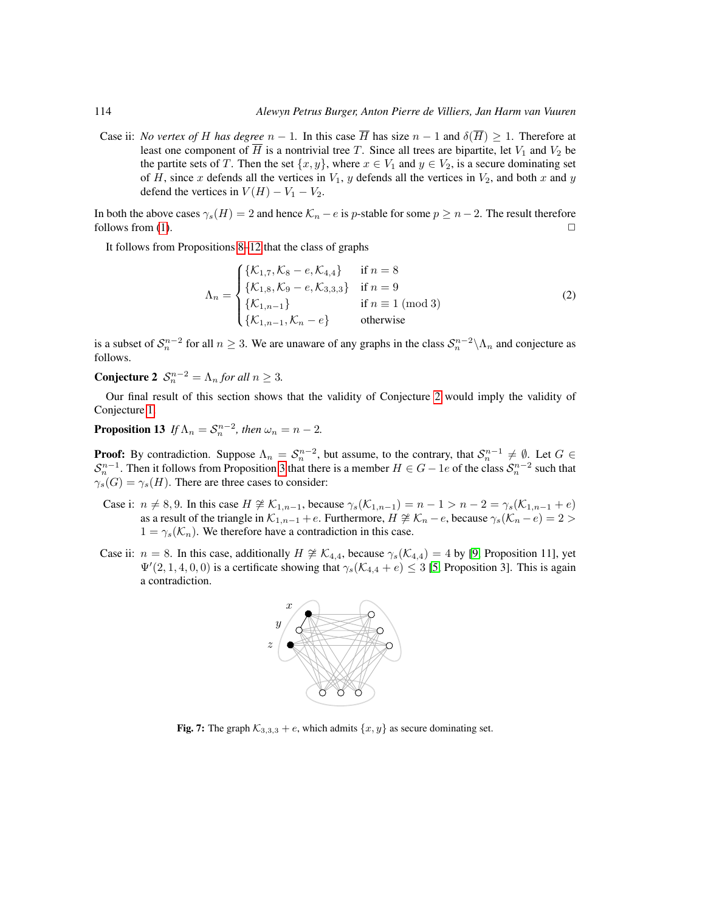Case ii: *No vertex of $H$ has degree $n-1$.* In this case $\overline{H}$ has size $n-1$ and $\delta(\overline{H}) \geq 1$. Therefore at least one component of $\overline{H}$ is a nontrivial tree $T$. Since all trees are bipartite, let $V_1$ and $V_2$ be the partite sets of $T$. Then the set $\{x, y\}$, where $x \in V_1$ and $y \in V_2$, is a secure dominating set of $H$, since $x$ defends all the vertices in $V_1$, $y$ defends all the vertices in $V_2$, and both $x$ and $y$ defend the vertices in $V(H) - V_1 - V_2$.

In both the above cases $\gamma_s(H) = 2$ and hence $\mathcal{K}_n - e$ is $p$-stable for some $p \geq n-2$. The result therefore follows from (1). □

It follows from Propositions 8–12 that the class of graphs

$$\Lambda_n = \begin{cases} \{\mathcal{K}_{1,7}, \mathcal{K}_8 - e, \mathcal{K}_{4,4}\} & \text{if } n = 8 \\ \{\mathcal{K}_{1,8}, \mathcal{K}_9 - e, \mathcal{K}_{3,3,3}\} & \text{if } n = 9 \\ \{\mathcal{K}_{1,n-1}\} & \text{if } n \equiv 1 \pmod 3 \\ \{\mathcal{K}_{1,n-1}, \mathcal{K}_n - e\} & \text{otherwise} \end{cases} \tag{2}$$

is a subset of $\mathcal{S}_n^{n-2}$ for all $n \geq 3$. We are unaware of any graphs in the class $\mathcal{S}_n^{n-2} \backslash \Lambda_n$ and conjecture as follows.

**Conjecture 2** *$\mathcal{S}_n^{n-2} = \Lambda_n$ for all $n \geq 3$.*

Our final result of this section shows that the validity of Conjecture 2 would imply the validity of Conjecture 1.

**Proposition 13** *If $\Lambda_n = \mathcal{S}_n^{n-2}$, then $\omega_n = n-2$.*

**Proof:** By contradiction. Suppose $\Lambda_n = \mathcal{S}_n^{n-2}$, but assume, to the contrary, that $\mathcal{S}_n^{n-1} \neq \emptyset$. Let $G \in \mathcal{S}_n^{n-1}$. Then it follows from Proposition 3 that there is a member $H \in G - 1e$ of the class $\mathcal{S}_n^{n-2}$ such that $\gamma_s(G) = \gamma_s(H)$. There are three cases to consider:

Case i: $n \neq 8, 9$. In this case $H \ncong \mathcal{K}_{1,n-1}$, because $\gamma_s(\mathcal{K}_{1,n-1}) = n-1 > n-2 = \gamma_s(\mathcal{K}_{1,n-1} + e)$ as a result of the triangle in $\mathcal{K}_{1,n-1} + e$. Furthermore, $H \ncong \mathcal{K}_n - e$, because $\gamma_s(\mathcal{K}_n - e) = 2 > 1 = \gamma_s(\mathcal{K}_n)$. We therefore have a contradiction in this case.

Case ii: $n = 8$. In this case, additionally $H \ncong \mathcal{K}_{4,4}$, because $\gamma_s(\mathcal{K}_{4,4}) = 4$ by [9, Proposition 11], yet $\Psi'(2, 1, 4, 0, 0)$ is a certificate showing that $\gamma_s(\mathcal{K}_{4,4} + e) \leq 3$ [5, Proposition 3]. This is again a contradiction.

**Fig. 7:** The graph $\mathcal{K}_{3,3,3} + e$, which admits $\{x, y\}$ as secure dominating set.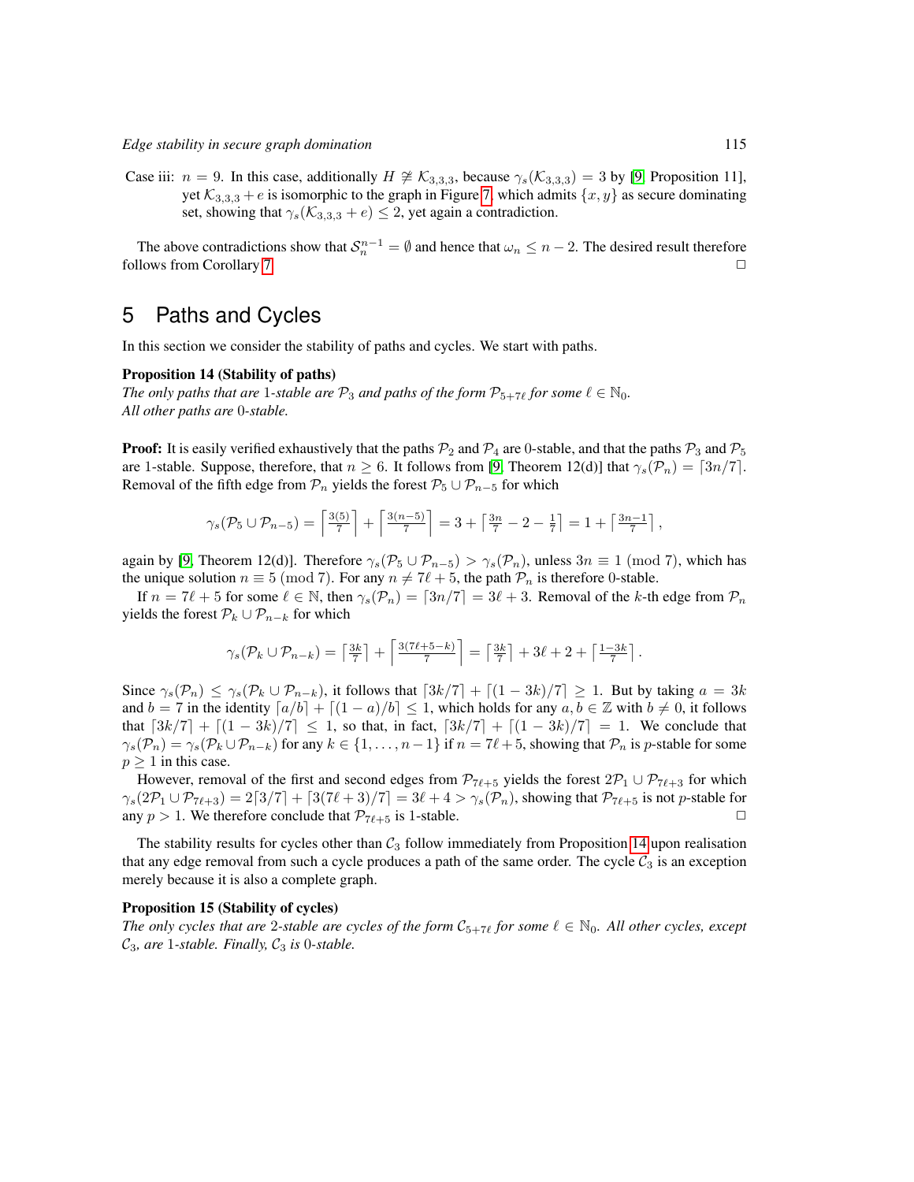Case iii: $n = 9$. In this case, additionally $H \not\cong \mathcal{K}_{3,3,3}$, because $\gamma_s(\mathcal{K}_{3,3,3}) = 3$ by [9, Proposition 11], yet $\mathcal{K}_{3,3,3} + e$ is isomorphic to the graph in Figure 7, which admits $\{x, y\}$ as secure dominating set, showing that $\gamma_s(\mathcal{K}_{3,3,3} + e) \leq 2$, yet again a contradiction.

The above contradictions show that $\mathcal{S}_n^{n-1} = \emptyset$ and hence that $\omega_n \leq n - 2$. The desired result therefore follows from Corollary 7. □

# 5 Paths and Cycles

In this section we consider the stability of paths and cycles. We start with paths.

**Proposition 14 (Stability of paths)**
*The only paths that are 1-stable are $\mathcal{P}_3$ and paths of the form $\mathcal{P}_{5+7\ell}$ for some $\ell \in \mathbb{N}_0$. All other paths are 0-stable.*

**Proof:** It is easily verified exhaustively that the paths $\mathcal{P}_2$ and $\mathcal{P}_4$ are 0-stable, and that the paths $\mathcal{P}_3$ and $\mathcal{P}_5$ are 1-stable. Suppose, therefore, that $n \geq 6$. It follows from [9, Theorem 12(d)] that $\gamma_s(\mathcal{P}_n) = \lceil 3n/7 \rceil$. Removal of the fifth edge from $\mathcal{P}_n$ yields the forest $\mathcal{P}_5 \cup \mathcal{P}_{n-5}$ for which

$$\gamma_s(\mathcal{P}_5 \cup \mathcal{P}_{n-5}) = \left\lceil \tfrac{3(5)}{7} \right\rceil + \left\lceil \tfrac{3(n-5)}{7} \right\rceil = 3 + \left\lceil \tfrac{3n}{7} - 2 - \tfrac{1}{7} \right\rceil = 1 + \left\lceil \tfrac{3n-1}{7} \right\rceil,$$

again by [9, Theorem 12(d)]. Therefore $\gamma_s(\mathcal{P}_5 \cup \mathcal{P}_{n-5}) > \gamma_s(\mathcal{P}_n)$, unless $3n \equiv 1 \pmod 7$, which has the unique solution $n \equiv 5 \pmod 7$. For any $n \neq 7\ell + 5$, the path $\mathcal{P}_n$ is therefore 0-stable.

If $n = 7\ell + 5$ for some $\ell \in \mathbb{N}$, then $\gamma_s(\mathcal{P}_n) = \lceil 3n/7 \rceil = 3\ell + 3$. Removal of the $k$-th edge from $\mathcal{P}_n$ yields the forest $\mathcal{P}_k \cup \mathcal{P}_{n-k}$ for which

$$\gamma_s(\mathcal{P}_k \cup \mathcal{P}_{n-k}) = \left\lceil \tfrac{3k}{7} \right\rceil + \left\lceil \tfrac{3(7\ell+5-k)}{7} \right\rceil = \left\lceil \tfrac{3k}{7} \right\rceil + 3\ell + 2 + \left\lceil \tfrac{1-3k}{7} \right\rceil.$$

Since $\gamma_s(\mathcal{P}_n) \leq \gamma_s(\mathcal{P}_k \cup \mathcal{P}_{n-k})$, it follows that $\lceil 3k/7 \rceil + \lceil (1-3k)/7 \rceil \geq 1$. But by taking $a = 3k$ and $b = 7$ in the identity $\lceil a/b \rceil + \lceil (1-a)/b \rceil \leq 1$, which holds for any $a, b \in \mathbb{Z}$ with $b \neq 0$, it follows that $\lceil 3k/7 \rceil + \lceil (1-3k)/7 \rceil \leq 1$, so that, in fact, $\lceil 3k/7 \rceil + \lceil (1-3k)/7 \rceil = 1$. We conclude that $\gamma_s(\mathcal{P}_n) = \gamma_s(\mathcal{P}_k \cup \mathcal{P}_{n-k})$ for any $k \in \{1, \ldots, n-1\}$ if $n = 7\ell + 5$, showing that $\mathcal{P}_n$ is $p$-stable for some $p \geq 1$ in this case.

However, removal of the first and second edges from $\mathcal{P}_{7\ell+5}$ yields the forest $2\mathcal{P}_1 \cup \mathcal{P}_{7\ell+3}$ for which $\gamma_s(2\mathcal{P}_1 \cup \mathcal{P}_{7\ell+3}) = 2\lceil 3/7 \rceil + \lceil 3(7\ell+3)/7 \rceil = 3\ell + 4 > \gamma_s(\mathcal{P}_n)$, showing that $\mathcal{P}_{7\ell+5}$ is not $p$-stable for any $p > 1$. We therefore conclude that $\mathcal{P}_{7\ell+5}$ is 1-stable. □

The stability results for cycles other than $\mathcal{C}_3$ follow immediately from Proposition 14 upon realisation that any edge removal from such a cycle produces a path of the same order. The cycle $\mathcal{C}_3$ is an exception merely because it is also a complete graph.

**Proposition 15 (Stability of cycles)**
*The only cycles that are 2-stable are cycles of the form $\mathcal{C}_{5+7\ell}$ for some $\ell \in \mathbb{N}_0$. All other cycles, except $\mathcal{C}_3$, are 1-stable. Finally, $\mathcal{C}_3$ is 0-stable.*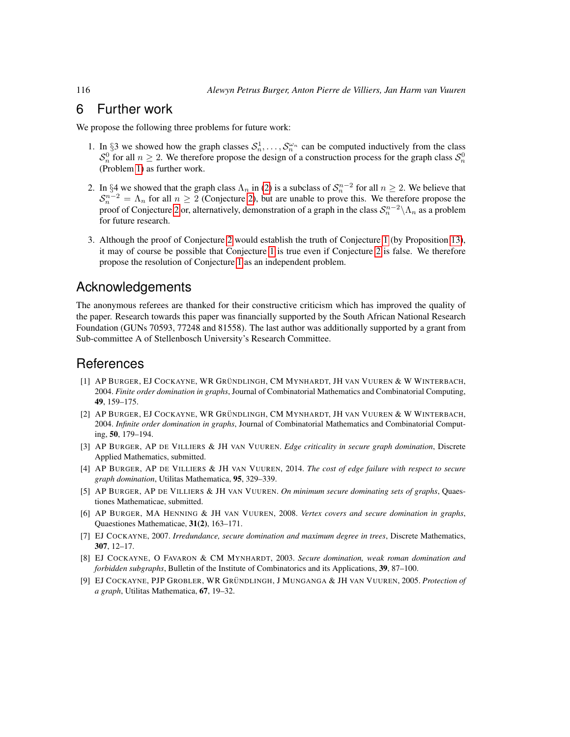## 6 Further work

We propose the following three problems for future work:

1. In §3 we showed how the graph classes $\mathcal{S}_n^1, \ldots, \mathcal{S}_n^{\omega_n}$ can be computed inductively from the class $\mathcal{S}_n^0$ for all $n \geq 2$. We therefore propose the design of a construction process for the graph class $\mathcal{S}_n^0$ (Problem 1) as further work.

2. In §4 we showed that the graph class $\Lambda_n$ in (2) is a subclass of $\mathcal{S}_n^{n-2}$ for all $n \geq 2$. We believe that $\mathcal{S}_n^{n-2} = \Lambda_n$ for all $n \geq 2$ (Conjecture 2), but are unable to prove this. We therefore propose the proof of Conjecture 2 or, alternatively, demonstration of a graph in the class $\mathcal{S}_n^{n-2} \backslash \Lambda_n$ as a problem for future research.

3. Although the proof of Conjecture 2 would establish the truth of Conjecture 1 (by Proposition 13), it may of course be possible that Conjecture 1 is true even if Conjecture 2 is false. We therefore propose the resolution of Conjecture 1 as an independent problem.

## Acknowledgements

The anonymous referees are thanked for their constructive criticism which has improved the quality of the paper. Research towards this paper was financially supported by the South African National Research Foundation (GUNs 70593, 77248 and 81558). The last author was additionally supported by a grant from Sub-committee A of Stellenbosch University's Research Committee.

## References

[1] AP Burger, EJ Cockayne, WR Gründlingh, CM Mynhardt, JH van Vuuren & W Winterbach, 2004. *Finite order domination in graphs*, Journal of Combinatorial Mathematics and Combinatorial Computing, **49**, 159–175.

[2] AP Burger, EJ Cockayne, WR Gründlingh, CM Mynhardt, JH van Vuuren & W Winterbach, 2004. *Infinite order domination in graphs*, Journal of Combinatorial Mathematics and Combinatorial Computing, **50**, 179–194.

[3] AP Burger, AP de Villiers & JH van Vuuren. *Edge criticality in secure graph domination*, Discrete Applied Mathematics, submitted.

[4] AP Burger, AP de Villiers & JH van Vuuren, 2014. *The cost of edge failure with respect to secure graph domination*, Utilitas Mathematica, **95**, 329–339.

[5] AP Burger, AP de Villiers & JH van Vuuren. *On minimum secure dominating sets of graphs*, Quaestiones Mathematicae, submitted.

[6] AP Burger, MA Henning & JH van Vuuren, 2008. *Vertex covers and secure domination in graphs*, Quaestiones Mathematicae, **31(2)**, 163–171.

[7] EJ Cockayne, 2007. *Irredundance, secure domination and maximum degree in trees*, Discrete Mathematics, **307**, 12–17.

[8] EJ Cockayne, O Favaron & CM Mynhardt, 2003. *Secure domination, weak roman domination and forbidden subgraphs*, Bulletin of the Institute of Combinatorics and its Applications, **39**, 87–100.

[9] EJ Cockayne, PJP Grobler, WR Gründlingh, J Munganga & JH van Vuuren, 2005. *Protection of a graph*, Utilitas Mathematica, **67**, 19–32.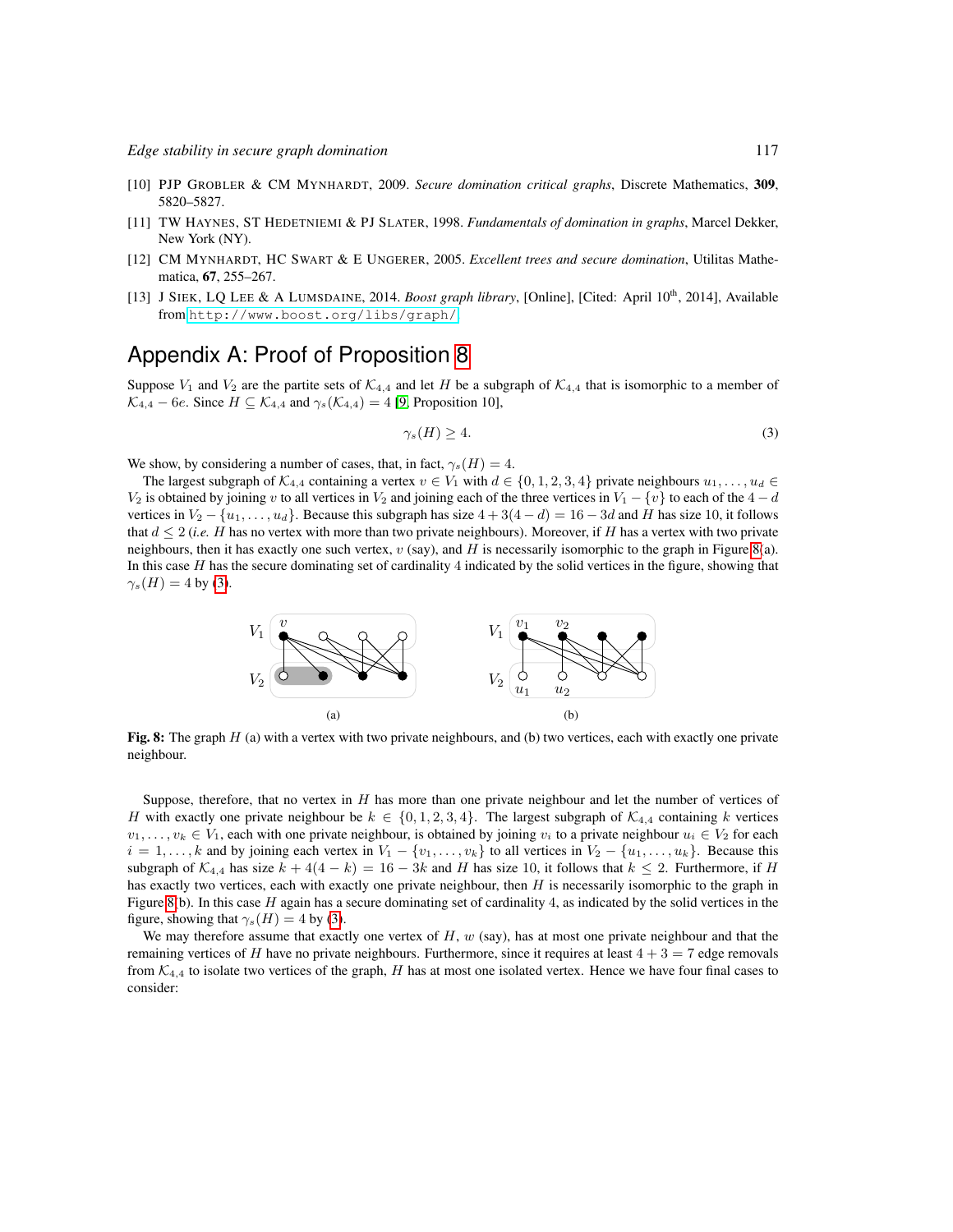[10] PJP Grobler & CM Mynhardt, 2009. *Secure domination critical graphs*, Discrete Mathematics, **309**, 5820–5827.

[11] TW Haynes, ST Hedetniemi & PJ Slater, 1998. *Fundamentals of domination in graphs*, Marcel Dekker, New York (NY).

[12] CM Mynhardt, HC Swart & E Ungerer, 2005. *Excellent trees and secure domination*, Utilitas Mathematica, **67**, 255–267.

[13] J Siek, LQ Lee & A Lumsdaine, 2014. *Boost graph library*, [Online], [Cited: April 10th, 2014], Available from http://www.boost.org/libs/graph/

# Appendix A: Proof of Proposition 8

Suppose $V_1$ and $V_2$ are the partite sets of $\mathcal{K}_{4,4}$ and let $H$ be a subgraph of $\mathcal{K}_{4,4}$ that is isomorphic to a member of $\mathcal{K}_{4,4} - 6e$. Since $H \subseteq \mathcal{K}_{4,4}$ and $\gamma_s(\mathcal{K}_{4,4}) = 4$ [9, Proposition 10],

$$\gamma_s(H) \geq 4. \tag{3}$$

We show, by considering a number of cases, that, in fact, $\gamma_s(H) = 4$.

The largest subgraph of $\mathcal{K}_{4,4}$ containing a vertex $v \in V_1$ with $d \in \{0, 1, 2, 3, 4\}$ private neighbours $u_1, \ldots, u_d \in V_2$ is obtained by joining $v$ to all vertices in $V_2$ and joining each of the three vertices in $V_1 - \{v\}$ to each of the $4 - d$ vertices in $V_2 - \{u_1, \ldots, u_d\}$. Because this subgraph has size $4 + 3(4 - d) = 16 - 3d$ and $H$ has size 10, it follows that $d \leq 2$ (*i.e.* $H$ has no vertex with more than two private neighbours). Moreover, if $H$ has a vertex with two private neighbours, then it has exactly one such vertex, $v$ (say), and $H$ is necessarily isomorphic to the graph in Figure 8(a). In this case $H$ has the secure dominating set of cardinality 4 indicated by the solid vertices in the figure, showing that $\gamma_s(H) = 4$ by (3).

**Fig. 8:** The graph $H$ (a) with a vertex with two private neighbours, and (b) two vertices, each with exactly one private neighbour.

Suppose, therefore, that no vertex in $H$ has more than one private neighbour and let the number of vertices of $H$ with exactly one private neighbour be $k \in \{0, 1, 2, 3, 4\}$. The largest subgraph of $\mathcal{K}_{4,4}$ containing $k$ vertices $v_1, \ldots, v_k \in V_1$, each with one private neighbour, is obtained by joining $v_i$ to a private neighbour $u_i \in V_2$ for each $i = 1, \ldots, k$ and by joining each vertex in $V_1 - \{v_1, \ldots, v_k\}$ to all vertices in $V_2 - \{u_1, \ldots, u_k\}$. Because this subgraph of $\mathcal{K}_{4,4}$ has size $k + 4(4 - k) = 16 - 3k$ and $H$ has size 10, it follows that $k \leq 2$. Furthermore, if $H$ has exactly two vertices, each with exactly one private neighbour, then $H$ is necessarily isomorphic to the graph in Figure 8(b). In this case $H$ again has a secure dominating set of cardinality 4, as indicated by the solid vertices in the figure, showing that $\gamma_s(H) = 4$ by (3).

We may therefore assume that exactly one vertex of $H$, $w$ (say), has at most one private neighbour and that the remaining vertices of $H$ have no private neighbours. Furthermore, since it requires at least $4 + 3 = 7$ edge removals from $\mathcal{K}_{4,4}$ to isolate two vertices of the graph, $H$ has at most one isolated vertex. Hence we have four final cases to consider: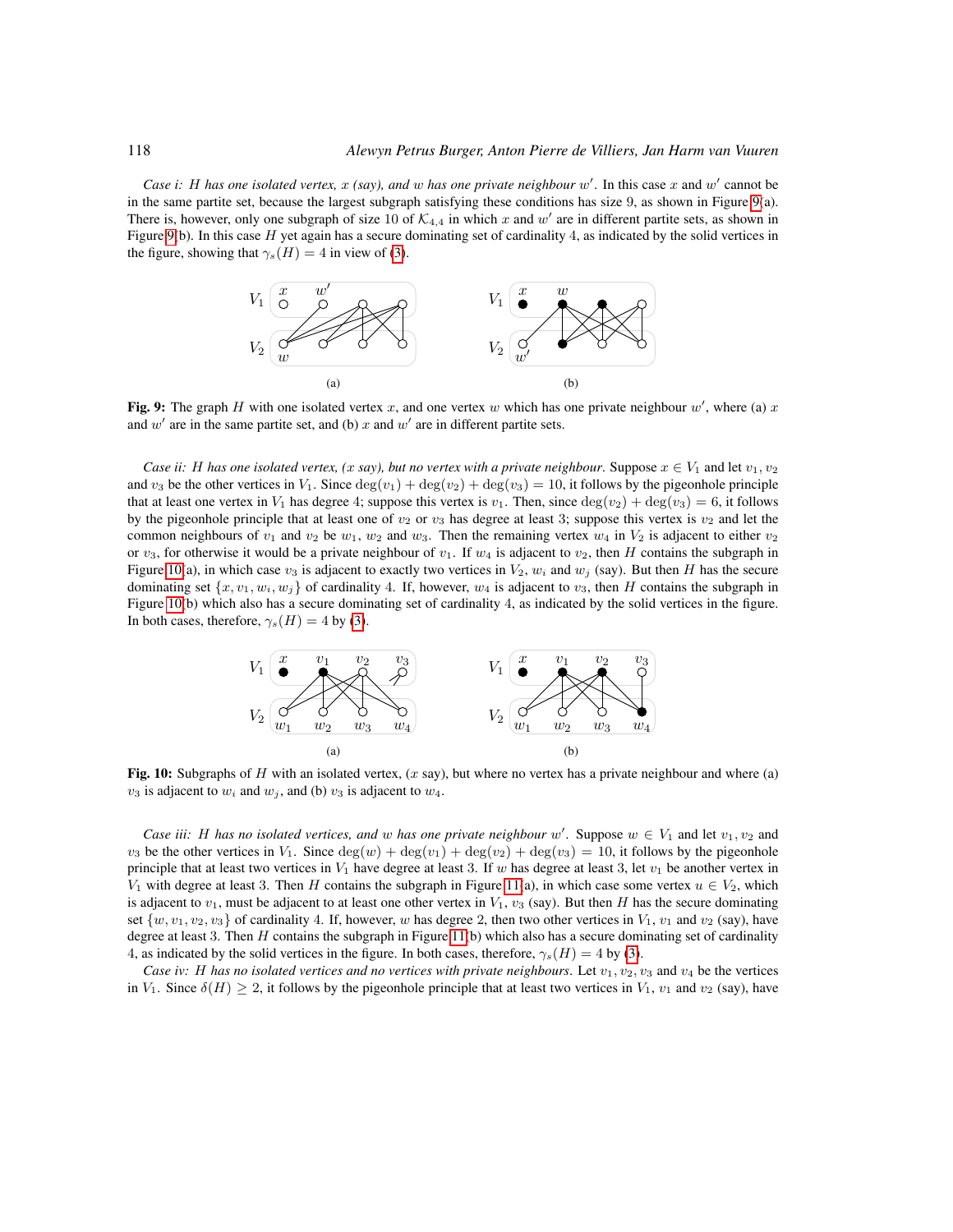*Case i: $H$ has one isolated vertex, $x$ (say), and $w$ has one private neighbour $w'$.* In this case $x$ and $w'$ cannot be in the same partite set, because the largest subgraph satisfying these conditions has size 9, as shown in Figure 9(a). There is, however, only one subgraph of size 10 of $\mathcal{K}_{4,4}$ in which $x$ and $w'$ are in different partite sets, as shown in Figure 9(b). In this case $H$ yet again has a secure dominating set of cardinality 4, as indicated by the solid vertices in the figure, showing that $\gamma_s(H) = 4$ in view of (3).

**Fig. 9:** The graph $H$ with one isolated vertex $x$, and one vertex $w$ which has one private neighbour $w'$, where (a) $x$ and $w'$ are in the same partite set, and (b) $x$ and $w'$ are in different partite sets.

*Case ii: $H$ has one isolated vertex, ($x$ say), but no vertex with a private neighbour.* Suppose $x \in V_1$ and let $v_1, v_2$ and $v_3$ be the other vertices in $V_1$. Since $\deg(v_1) + \deg(v_2) + \deg(v_3) = 10$, it follows by the pigeonhole principle that at least one vertex in $V_1$ has degree 4; suppose this vertex is $v_1$. Then, since $\deg(v_2) + \deg(v_3) = 6$, it follows by the pigeonhole principle that at least one of $v_2$ or $v_3$ has degree at least 3; suppose this vertex is $v_2$ and let the common neighbours of $v_1$ and $v_2$ be $w_1$, $w_2$ and $w_3$. Then the remaining vertex $w_4$ in $V_2$ is adjacent to either $v_2$ or $v_3$, for otherwise it would be a private neighbour of $v_1$. If $w_4$ is adjacent to $v_2$, then $H$ contains the subgraph in Figure 10(a), in which case $v_3$ is adjacent to exactly two vertices in $V_2$, $w_i$ and $w_j$ (say). But then $H$ has the secure dominating set $\{x, v_1, w_i, w_j\}$ of cardinality 4. If, however, $w_4$ is adjacent to $v_3$, then $H$ contains the subgraph in Figure 10(b) which also has a secure dominating set of cardinality 4, as indicated by the solid vertices in the figure. In both cases, therefore, $\gamma_s(H) = 4$ by (3).

**Fig. 10:** Subgraphs of $H$ with an isolated vertex, ($x$ say), but where no vertex has a private neighbour and where (a) $v_3$ is adjacent to $w_i$ and $w_j$, and (b) $v_3$ is adjacent to $w_4$.

*Case iii: $H$ has no isolated vertices, and $w$ has one private neighbour $w'$.* Suppose $w \in V_1$ and let $v_1, v_2$ and $v_3$ be the other vertices in $V_1$. Since $\deg(w) + \deg(v_1) + \deg(v_2) + \deg(v_3) = 10$, it follows by the pigeonhole principle that at least two vertices in $V_1$ have degree at least 3. If $w$ has degree at least 3, let $v_1$ be another vertex in $V_1$ with degree at least 3. Then $H$ contains the subgraph in Figure 11(a), in which case some vertex $u \in V_2$, which is adjacent to $v_1$, must be adjacent to at least one other vertex in $V_1$, $v_3$ (say). But then $H$ has the secure dominating set $\{w, v_1, v_2, v_3\}$ of cardinality 4. If, however, $w$ has degree 2, then two other vertices in $V_1$, $v_1$ and $v_2$ (say), have degree at least 3. Then $H$ contains the subgraph in Figure 11(b) which also has a secure dominating set of cardinality 4, as indicated by the solid vertices in the figure. In both cases, therefore, $\gamma_s(H) = 4$ by (3).

*Case iv: $H$ has no isolated vertices and no vertices with private neighbours.* Let $v_1, v_2, v_3$ and $v_4$ be the vertices in $V_1$. Since $\delta(H) \geq 2$, it follows by the pigeonhole principle that at least two vertices in $V_1$, $v_1$ and $v_2$ (say), have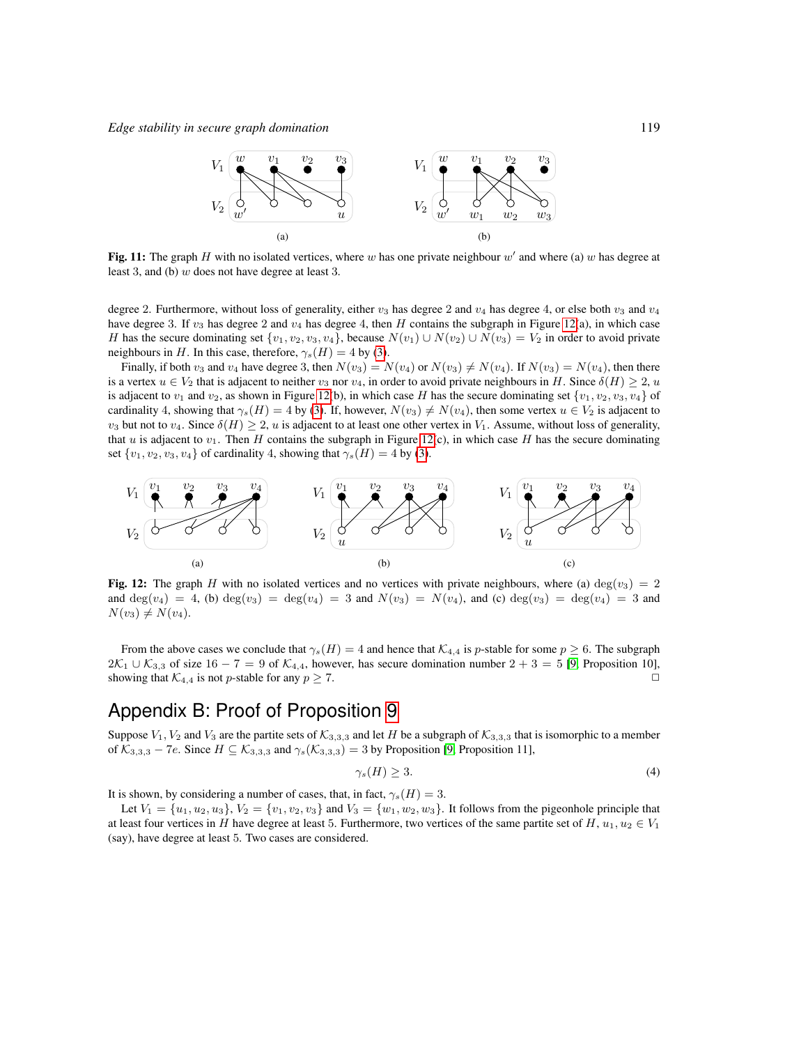**Fig. 11:** The graph $H$ with no isolated vertices, where $w$ has one private neighbour $w'$ and where (a) $w$ has degree at least 3, and (b) $w$ does not have degree at least 3.

degree 2. Furthermore, without loss of generality, either $v_3$ has degree 2 and $v_4$ has degree 4, or else both $v_3$ and $v_4$ have degree 3. If $v_3$ has degree 2 and $v_4$ has degree 4, then $H$ contains the subgraph in Figure 12(a), in which case $H$ has the secure dominating set $\{v_1, v_2, v_3, v_4\}$, because $N(v_1) \cup N(v_2) \cup N(v_3) = V_2$ in order to avoid private neighbours in $H$. In this case, therefore, $\gamma_s(H) = 4$ by (3).

Finally, if both $v_3$ and $v_4$ have degree 3, then $N(v_3) = N(v_4)$ or $N(v_3) \neq N(v_4)$. If $N(v_3) = N(v_4)$, then there is a vertex $u \in V_2$ that is adjacent to neither $v_3$ nor $v_4$, in order to avoid private neighbours in $H$. Since $\delta(H) \geq 2$, $u$ is adjacent to $v_1$ and $v_2$, as shown in Figure 12(b), in which case $H$ has the secure dominating set $\{v_1, v_2, v_3, v_4\}$ of cardinality 4, showing that $\gamma_s(H) = 4$ by (3). If, however, $N(v_3) \neq N(v_4)$, then some vertex $u \in V_2$ is adjacent to $v_3$ but not to $v_4$. Since $\delta(H) \geq 2$, $u$ is adjacent to at least one other vertex in $V_1$. Assume, without loss of generality, that $u$ is adjacent to $v_1$. Then $H$ contains the subgraph in Figure 12(c), in which case $H$ has the secure dominating set $\{v_1, v_2, v_3, v_4\}$ of cardinality 4, showing that $\gamma_s(H) = 4$ by (3).

**Fig. 12:** The graph $H$ with no isolated vertices and no vertices with private neighbours, where (a) $\deg(v_3) = 2$ and $\deg(v_4) = 4$, (b) $\deg(v_3) = \deg(v_4) = 3$ and $N(v_3) = N(v_4)$, and (c) $\deg(v_3) = \deg(v_4) = 3$ and $N(v_3) \neq N(v_4)$.

From the above cases we conclude that $\gamma_s(H) = 4$ and hence that $\mathcal{K}_{4,4}$ is $p$-stable for some $p \geq 6$. The subgraph $2\mathcal{K}_1 \cup \mathcal{K}_{3,3}$ of size $16 - 7 = 9$ of $\mathcal{K}_{4,4}$, however, has secure domination number $2 + 3 = 5$ [9, Proposition 10], showing that $\mathcal{K}_{4,4}$ is not $p$-stable for any $p \geq 7$. □

# Appendix B: Proof of Proposition 9

Suppose $V_1, V_2$ and $V_3$ are the partite sets of $\mathcal{K}_{3,3,3}$ and let $H$ be a subgraph of $\mathcal{K}_{3,3,3}$ that is isomorphic to a member of $\mathcal{K}_{3,3,3} - 7e$. Since $H \subseteq \mathcal{K}_{3,3,3}$ and $\gamma_s(\mathcal{K}_{3,3,3}) = 3$ by Proposition [9, Proposition 11],

$$\gamma_s(H) \geq 3. \tag{4}$$

It is shown, by considering a number of cases, that, in fact, $\gamma_s(H) = 3$.

Let $V_1 = \{u_1, u_2, u_3\}$, $V_2 = \{v_1, v_2, v_3\}$ and $V_3 = \{w_1, w_2, w_3\}$. It follows from the pigeonhole principle that at least four vertices in $H$ have degree at least 5. Furthermore, two vertices of the same partite set of $H$, $u_1, u_2 \in V_1$ (say), have degree at least 5. Two cases are considered.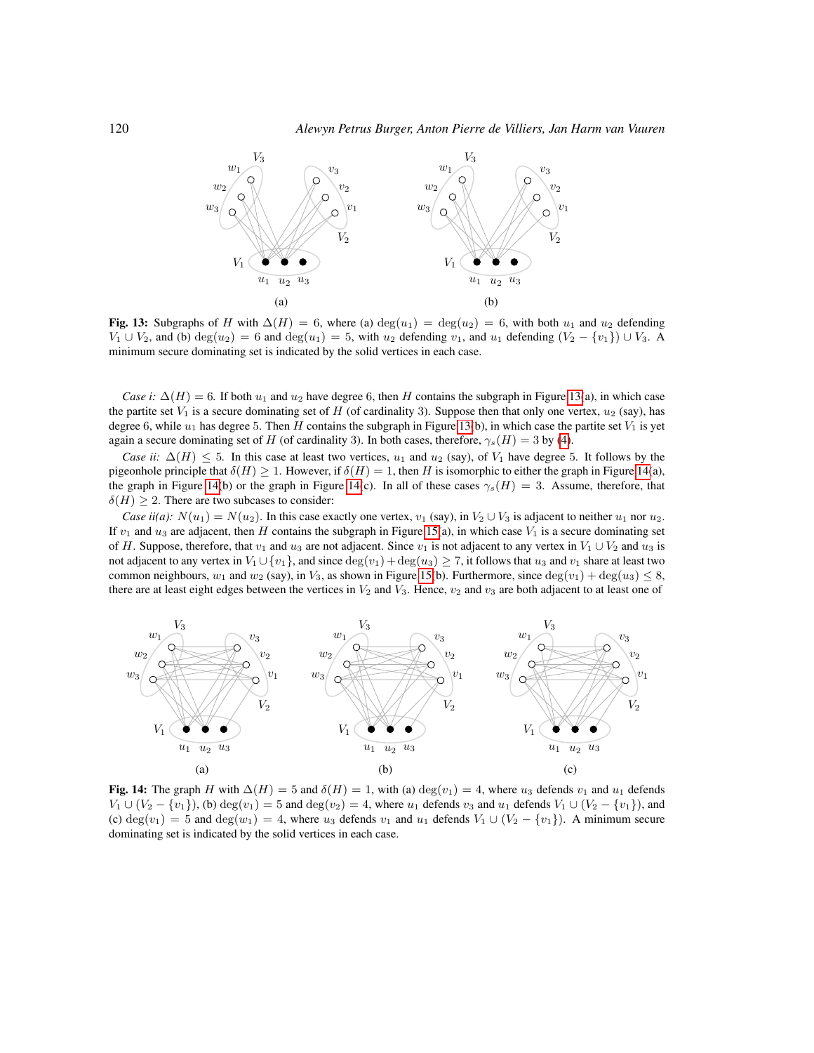**Fig. 13:** Subgraphs of $H$ with $\Delta(H) = 6$, where (a) $\deg(u_1) = \deg(u_2) = 6$, with both $u_1$ and $u_2$ defending $V_1 \cup V_2$, and (b) $\deg(u_2) = 6$ and $\deg(u_1) = 5$, with $u_2$ defending $v_1$, and $u_1$ defending $(V_2 - \{v_1\}) \cup V_3$. A minimum secure dominating set is indicated by the solid vertices in each case.

*Case i:* $\Delta(H) = 6$. If both $u_1$ and $u_2$ have degree 6, then $H$ contains the subgraph in Figure 13(a), in which case the partite set $V_1$ is a secure dominating set of $H$ (of cardinality 3). Suppose then that only one vertex, $u_2$ (say), has degree 6, while $u_1$ has degree 5. Then $H$ contains the subgraph in Figure 13(b), in which case the partite set $V_1$ is yet again a secure dominating set of $H$ (of cardinality 3). In both cases, therefore, $\gamma_s(H) = 3$ by (4).

*Case ii:* $\Delta(H) \leq 5$. In this case at least two vertices, $u_1$ and $u_2$ (say), of $V_1$ have degree 5. It follows by the pigeonhole principle that $\delta(H) \geq 1$. However, if $\delta(H) = 1$, then $H$ is isomorphic to either the graph in Figure 14(a), the graph in Figure 14(b) or the graph in Figure 14(c). In all of these cases $\gamma_s(H) = 3$. Assume, therefore, that $\delta(H) \geq 2$. There are two subcases to consider:

*Case ii(a):* $N(u_1) = N(u_2)$. In this case exactly one vertex, $v_1$ (say), in $V_2 \cup V_3$ is adjacent to neither $u_1$ nor $u_2$. If $v_1$ and $u_3$ are adjacent, then $H$ contains the subgraph in Figure 15(a), in which case $V_1$ is a secure dominating set of $H$. Suppose, therefore, that $v_1$ and $u_3$ are not adjacent. Since $v_1$ is not adjacent to any vertex in $V_1 \cup V_2$ and $u_3$ is not adjacent to any vertex in $V_1 \cup \{v_1\}$, and since $\deg(v_1) + \deg(u_3) \geq 7$, it follows that $u_3$ and $v_1$ share at least two common neighbours, $w_1$ and $w_2$ (say), in $V_3$, as shown in Figure 15(b). Furthermore, since $\deg(v_1) + \deg(u_3) \leq 8$, there are at least eight edges between the vertices in $V_2$ and $V_3$. Hence, $v_2$ and $v_3$ are both adjacent to at least one of

**Fig. 14:** The graph $H$ with $\Delta(H) = 5$ and $\delta(H) = 1$, with (a) $\deg(v_1) = 4$, where $u_3$ defends $v_1$ and $u_1$ defends $V_1 \cup (V_2 - \{v_1\})$, (b) $\deg(v_1) = 5$ and $\deg(v_2) = 4$, where $u_1$ defends $v_3$ and $u_1$ defends $V_1 \cup (V_2 - \{v_1\})$, and (c) $\deg(v_1) = 5$ and $\deg(w_1) = 4$, where $u_3$ defends $v_1$ and $u_1$ defends $V_1 \cup (V_2 - \{v_1\})$. A minimum secure dominating set is indicated by the solid vertices in each case.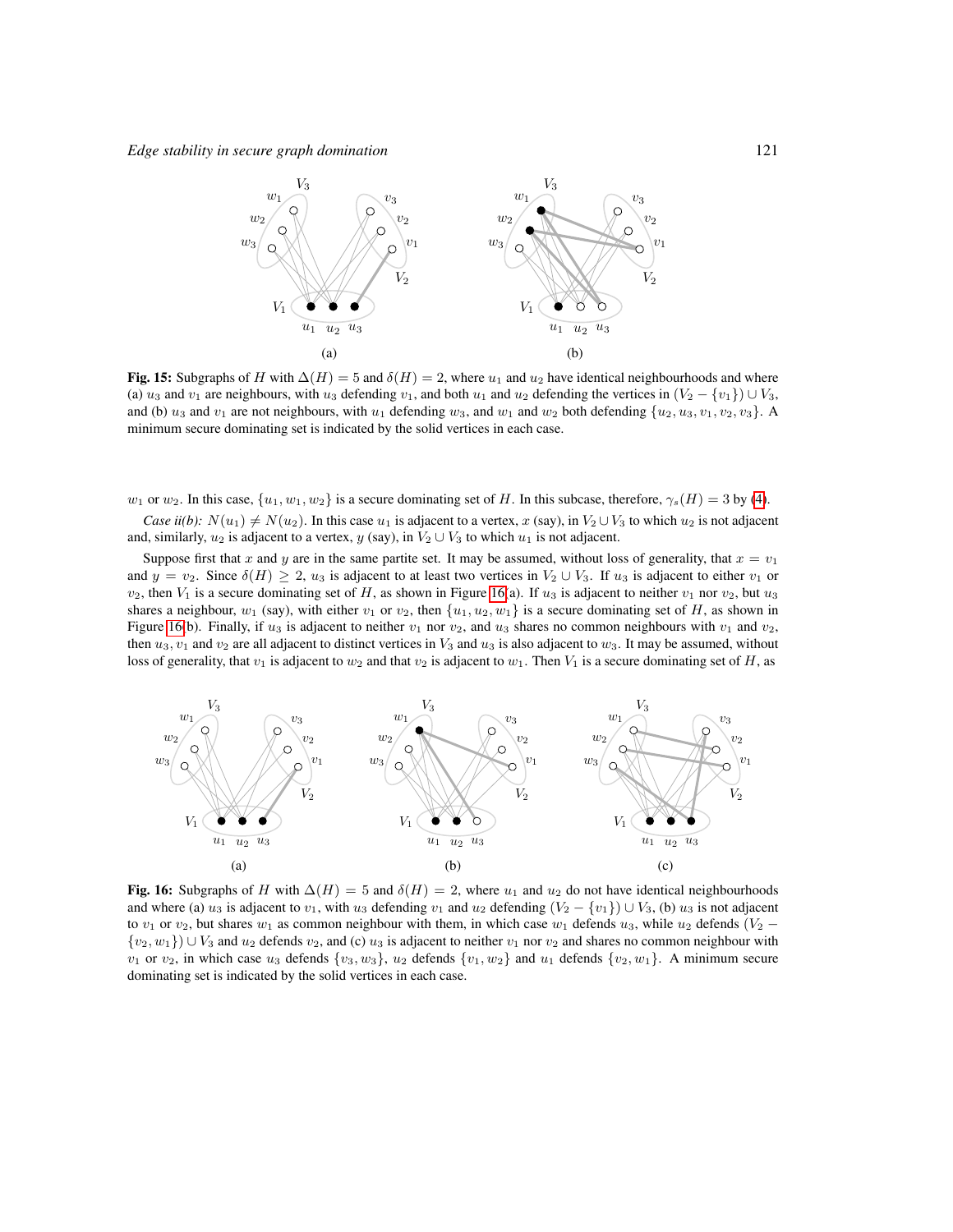**Fig. 15:** Subgraphs of $H$ with $\Delta(H) = 5$ and $\delta(H) = 2$, where $u_1$ and $u_2$ have identical neighbourhoods and where (a) $u_3$ and $v_1$ are neighbours, with $u_3$ defending $v_1$, and both $u_1$ and $u_2$ defending the vertices in $(V_2 - \{v_1\}) \cup V_3$, and (b) $u_3$ and $v_1$ are not neighbours, with $u_1$ defending $w_3$, and $w_1$ and $w_2$ both defending $\{u_2, u_3, v_1, v_2, v_3\}$. A minimum secure dominating set is indicated by the solid vertices in each case.

$w_1$ or $w_2$. In this case, $\{u_1, w_1, w_2\}$ is a secure dominating set of $H$. In this subcase, therefore, $\gamma_s(H) = 3$ by (4).

*Case ii(b): $N(u_1) \neq N(u_2)$.* In this case $u_1$ is adjacent to a vertex, $x$ (say), in $V_2 \cup V_3$ to which $u_2$ is not adjacent and, similarly, $u_2$ is adjacent to a vertex, $y$ (say), in $V_2 \cup V_3$ to which $u_1$ is not adjacent.

Suppose first that $x$ and $y$ are in the same partite set. It may be assumed, without loss of generality, that $x = v_1$ and $y = v_2$. Since $\delta(H) \geq 2$, $u_3$ is adjacent to at least two vertices in $V_2 \cup V_3$. If $u_3$ is adjacent to either $v_1$ or $v_2$, then $V_1$ is a secure dominating set of $H$, as shown in Figure 16(a). If $u_3$ is adjacent to neither $v_1$ nor $v_2$, but $u_3$ shares a neighbour, $w_1$ (say), with either $v_1$ or $v_2$, then $\{u_1, u_2, w_1\}$ is a secure dominating set of $H$, as shown in Figure 16(b). Finally, if $u_3$ is adjacent to neither $v_1$ nor $v_2$, and $u_3$ shares no common neighbours with $v_1$ and $v_2$, then $u_3, v_1$ and $v_2$ are all adjacent to distinct vertices in $V_3$ and $u_3$ is also adjacent to $w_3$. It may be assumed, without loss of generality, that $v_1$ is adjacent to $w_2$ and that $v_2$ is adjacent to $w_1$. Then $V_1$ is a secure dominating set of $H$, as

**Fig. 16:** Subgraphs of $H$ with $\Delta(H) = 5$ and $\delta(H) = 2$, where $u_1$ and $u_2$ do not have identical neighbourhoods and where (a) $u_3$ is adjacent to $v_1$, with $u_3$ defending $v_1$ and $u_2$ defending $(V_2 - \{v_1\}) \cup V_3$, (b) $u_3$ is not adjacent to $v_1$ or $v_2$, but shares $w_1$ as common neighbour with them, in which case $w_1$ defends $u_3$, while $u_2$ defends $(V_2 - \{v_2, w_1\}) \cup V_3$ and $u_2$ defends $v_2$, and (c) $u_3$ is adjacent to neither $v_1$ nor $v_2$ and shares no common neighbour with $v_1$ or $v_2$, in which case $u_3$ defends $\{v_3, w_3\}$, $u_2$ defends $\{v_1, w_2\}$ and $u_1$ defends $\{v_2, w_1\}$. A minimum secure dominating set is indicated by the solid vertices in each case.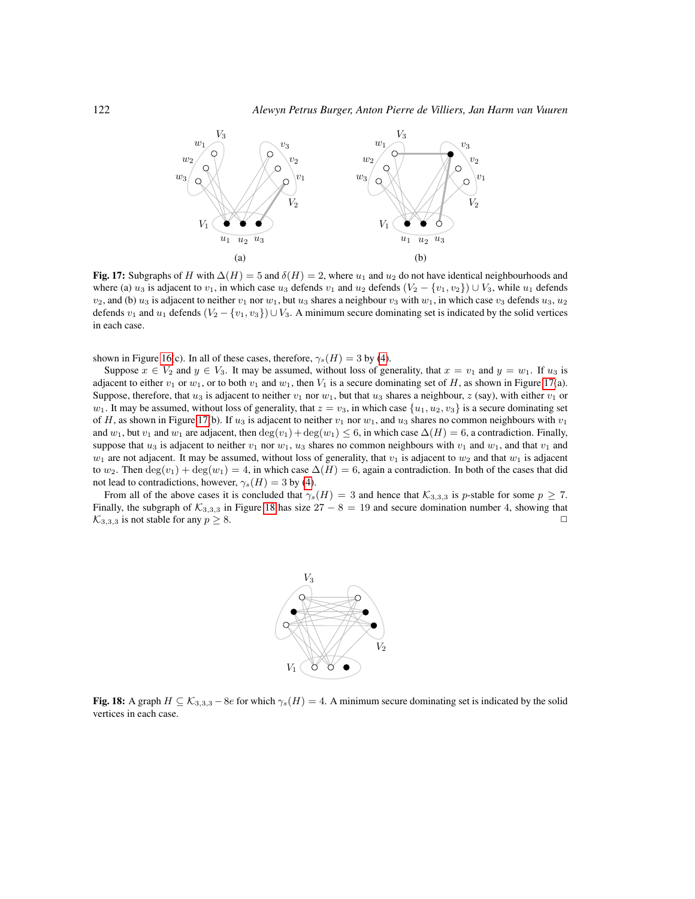$V_3$

$w_1$

$w_2$

$w_3$

$v_3$

$v_2$

$v_1$

$V_2$

$V_1$

$u_1$ $u_2$ $u_3$

(a)

$V_3$

$w_1$

$w_2$

$w_3$

$v_3$

$v_2$

$v_1$

$V_2$

$V_1$

$u_1$ $u_2$ $u_3$

(b)

**Fig. 17:** Subgraphs of $H$ with $\Delta(H) = 5$ and $\delta(H) = 2$, where $u_1$ and $u_2$ do not have identical neighbourhoods and where (a) $u_3$ is adjacent to $v_1$, in which case $u_3$ defends $v_1$ and $u_2$ defends $(V_2 - \{v_1, v_2\}) \cup V_3$, while $u_1$ defends $v_2$, and (b) $u_3$ is adjacent to neither $v_1$ nor $w_1$, but $u_3$ shares a neighbour $v_3$ with $w_1$, in which case $v_3$ defends $u_3$, $u_2$ defends $v_1$ and $u_1$ defends $(V_2 - \{v_1, v_3\}) \cup V_3$. A minimum secure dominating set is indicated by the solid vertices in each case.

shown in Figure 16(c). In all of these cases, therefore, $\gamma_s(H) = 3$ by (4).

Suppose $x \in V_2$ and $y \in V_3$. It may be assumed, without loss of generality, that $x = v_1$ and $y = w_1$. If $u_3$ is adjacent to either $v_1$ or $w_1$, or to both $v_1$ and $w_1$, then $V_1$ is a secure dominating set of $H$, as shown in Figure 17(a). Suppose, therefore, that $u_3$ is adjacent to neither $v_1$ nor $w_1$, but that $u_3$ shares a neighbour, $z$ (say), with either $v_1$ or $w_1$. It may be assumed, without loss of generality, that $z = v_3$, in which case $\{u_1, u_2, v_3\}$ is a secure dominating set of $H$, as shown in Figure 17(b). If $u_3$ is adjacent to neither $v_1$ nor $w_1$, and $u_3$ shares no common neighbours with $v_1$ and $w_1$, but $v_1$ and $w_1$ are adjacent, then $\deg(v_1) + \deg(w_1) \leq 6$, in which case $\Delta(H) = 6$, a contradiction. Finally, suppose that $u_3$ is adjacent to neither $v_1$ nor $w_1$, $u_3$ shares no common neighbours with $v_1$ and $w_1$, and that $v_1$ and $w_1$ are not adjacent. It may be assumed, without loss of generality, that $v_1$ is adjacent to $w_2$ and that $w_1$ is adjacent to $w_2$. Then $\deg(v_1) + \deg(w_1) = 4$, in which case $\Delta(H) = 6$, again a contradiction. In both of the cases that did not lead to contradictions, however, $\gamma_s(H) = 3$ by (4).

From all of the above cases it is concluded that $\gamma_s(H) = 3$ and hence that $\mathcal{K}_{3,3,3}$ is $p$-stable for some $p \geq 7$. Finally, the subgraph of $\mathcal{K}_{3,3,3}$ in Figure 18 has size $27 - 8 = 19$ and secure domination number 4, showing that $\mathcal{K}_{3,3,3}$ is not stable for any $p \geq 8$. □

$V_3$

$V_2$

$V_1$

**Fig. 18:** A graph $H \subseteq \mathcal{K}_{3,3,3} - 8e$ for which $\gamma_s(H) = 4$. A minimum secure dominating set is indicated by the solid vertices in each case.